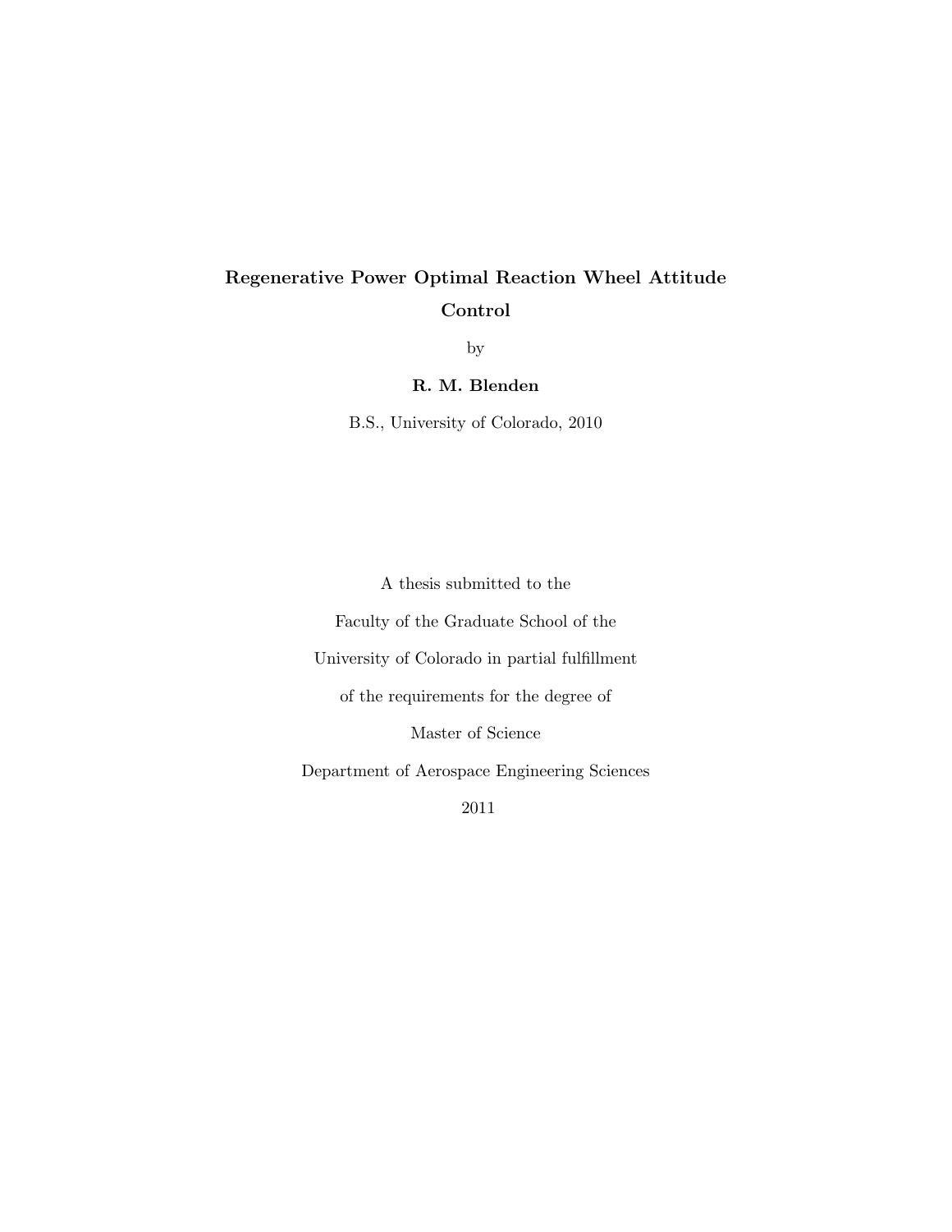# Regenerative Power Optimal Reaction Wheel Attitude Control

by

**R. M. Blenden**

B.S., University of Colorado, 2010

A thesis submitted to the

Faculty of the Graduate School of the

University of Colorado in partial fulfillment

of the requirements for the degree of

Master of Science

Department of Aerospace Engineering Sciences

2011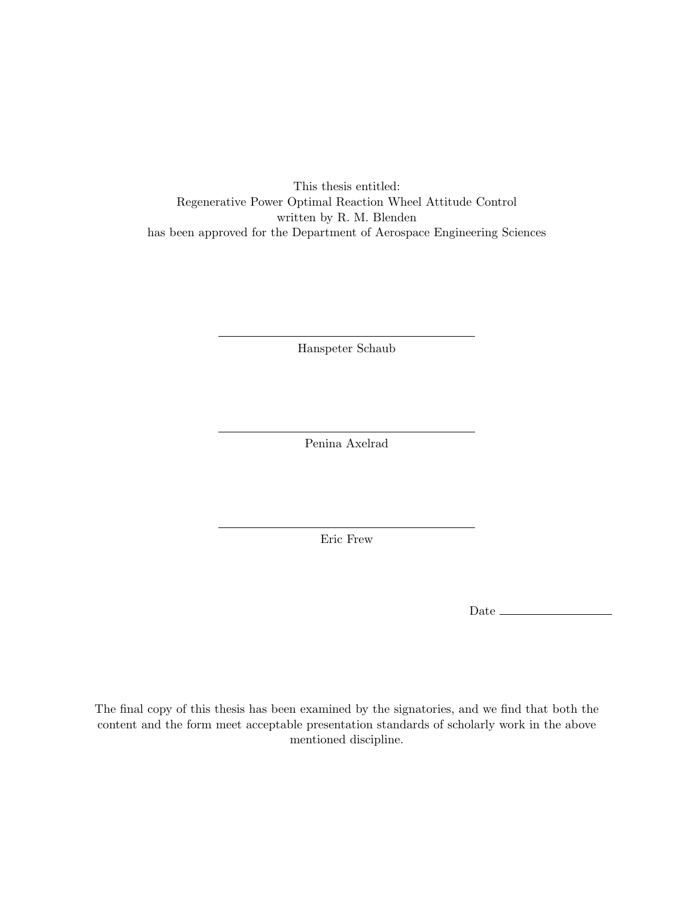This thesis entitled:
Regenerative Power Optimal Reaction Wheel Attitude Control
written by R. M. Blenden
has been approved for the Department of Aerospace Engineering Sciences

______________________________
Hanspeter Schaub

______________________________
Penina Axelrad

______________________________
Eric Frew

Date ______________

The final copy of this thesis has been examined by the signatories, and we find that both the content and the form meet acceptable presentation standards of scholarly work in the above mentioned discipline.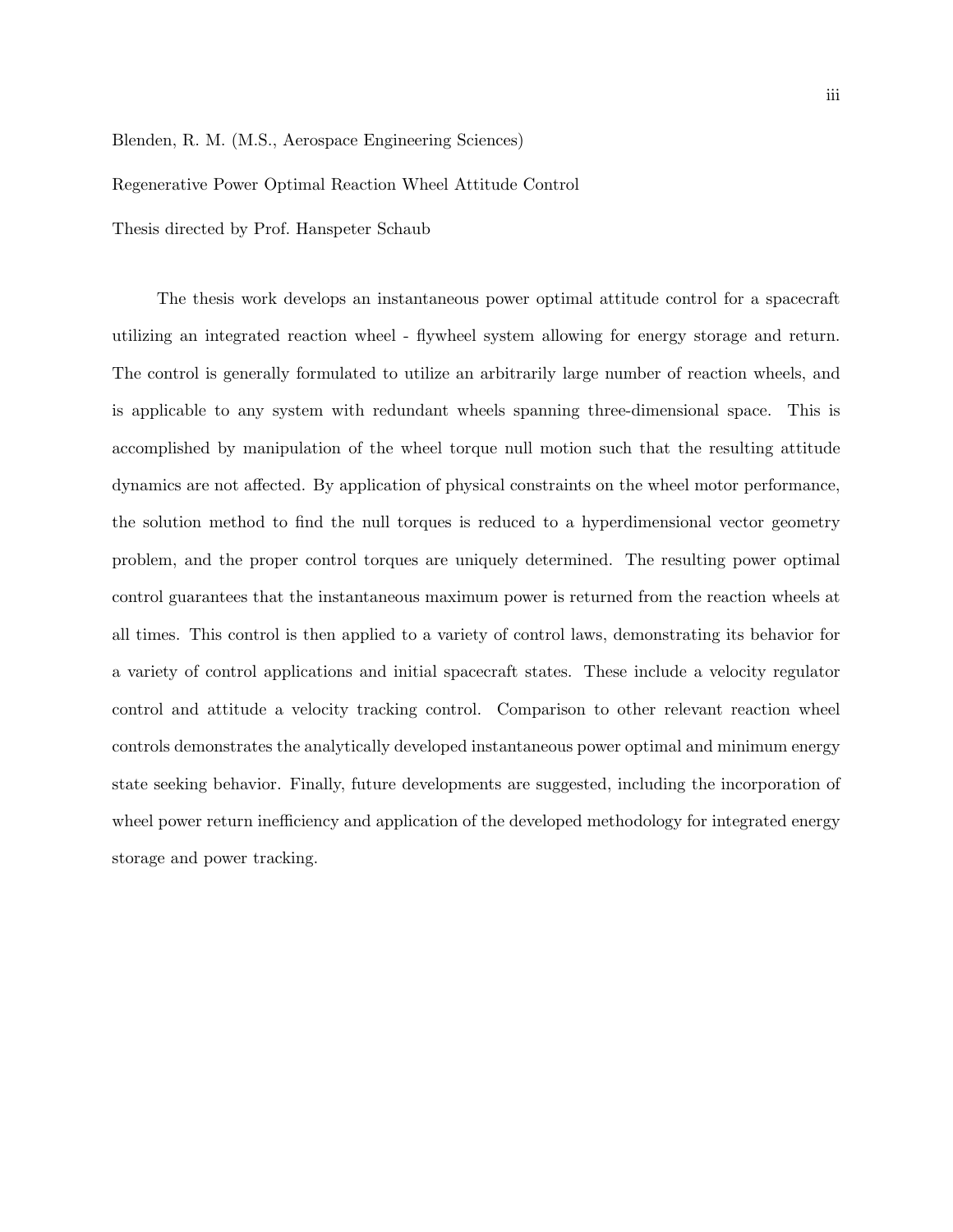Blenden, R. M. (M.S., Aerospace Engineering Sciences)

Regenerative Power Optimal Reaction Wheel Attitude Control

Thesis directed by Prof. Hanspeter Schaub

The thesis work develops an instantaneous power optimal attitude control for a spacecraft utilizing an integrated reaction wheel - flywheel system allowing for energy storage and return. The control is generally formulated to utilize an arbitrarily large number of reaction wheels, and is applicable to any system with redundant wheels spanning three-dimensional space. This is accomplished by manipulation of the wheel torque null motion such that the resulting attitude dynamics are not affected. By application of physical constraints on the wheel motor performance, the solution method to find the null torques is reduced to a hyperdimensional vector geometry problem, and the proper control torques are uniquely determined. The resulting power optimal control guarantees that the instantaneous maximum power is returned from the reaction wheels at all times. This control is then applied to a variety of control laws, demonstrating its behavior for a variety of control applications and initial spacecraft states. These include a velocity regulator control and attitude a velocity tracking control. Comparison to other relevant reaction wheel controls demonstrates the analytically developed instantaneous power optimal and minimum energy state seeking behavior. Finally, future developments are suggested, including the incorporation of wheel power return inefficiency and application of the developed methodology for integrated energy storage and power tracking.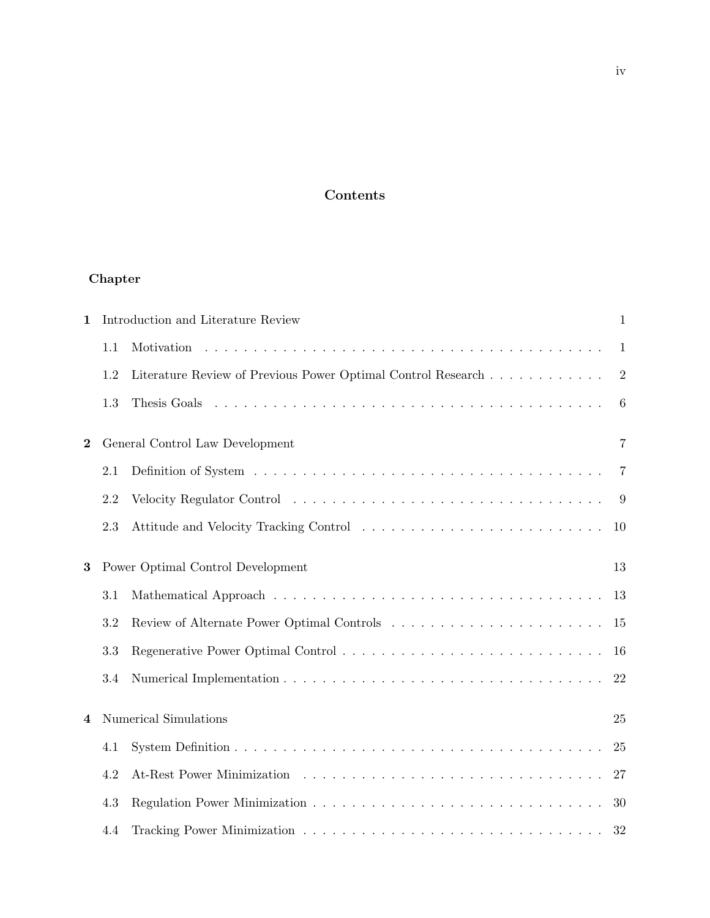# Contents

**Chapter**

**1** Introduction and Literature Review 1

- 1.1 Motivation . . . . . . . . . . . . . . . . . . . . . . . . . . . . . . . . . . . . . . . . 1
- 1.2 Literature Review of Previous Power Optimal Control Research . . . . . . . . . . . . 2
- 1.3 Thesis Goals . . . . . . . . . . . . . . . . . . . . . . . . . . . . . . . . . . . . . . . 6

**2** General Control Law Development 7

- 2.1 Definition of System . . . . . . . . . . . . . . . . . . . . . . . . . . . . . . . . . . . 7
- 2.2 Velocity Regulator Control . . . . . . . . . . . . . . . . . . . . . . . . . . . . . . . 9
- 2.3 Attitude and Velocity Tracking Control . . . . . . . . . . . . . . . . . . . . . . . . . 10

**3** Power Optimal Control Development 13

- 3.1 Mathematical Approach . . . . . . . . . . . . . . . . . . . . . . . . . . . . . . . . . 13
- 3.2 Review of Alternate Power Optimal Controls . . . . . . . . . . . . . . . . . . . . . . 15
- 3.3 Regenerative Power Optimal Control . . . . . . . . . . . . . . . . . . . . . . . . . . . 16
- 3.4 Numerical Implementation . . . . . . . . . . . . . . . . . . . . . . . . . . . . . . . . 22

**4** Numerical Simulations 25

- 4.1 System Definition . . . . . . . . . . . . . . . . . . . . . . . . . . . . . . . . . . . . 25
- 4.2 At-Rest Power Minimization . . . . . . . . . . . . . . . . . . . . . . . . . . . . . . . 27
- 4.3 Regulation Power Minimization . . . . . . . . . . . . . . . . . . . . . . . . . . . . . 30
- 4.4 Tracking Power Minimization . . . . . . . . . . . . . . . . . . . . . . . . . . . . . . 32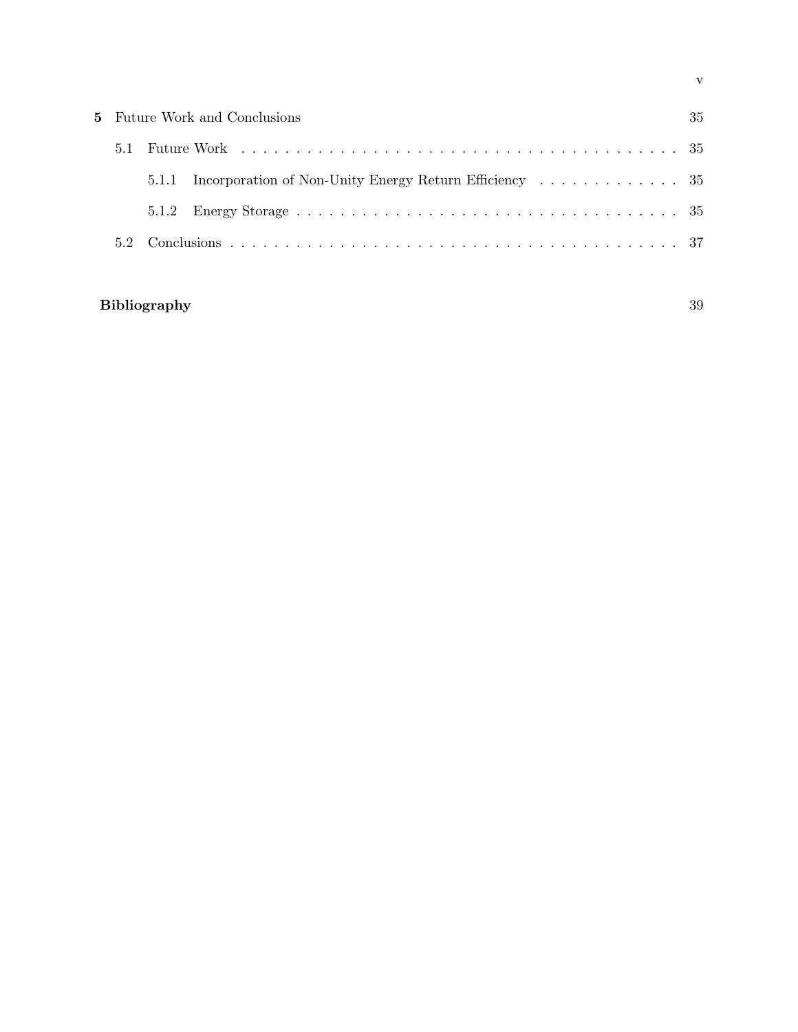**5** Future Work and Conclusions 35

5.1 Future Work . . . . . . . . . . . . . . . . . . . . . . . . . . . . . . . . . . . . . . . 35

5.1.1 Incorporation of Non-Unity Energy Return Efficiency . . . . . . . . . . . . . 35

5.1.2 Energy Storage . . . . . . . . . . . . . . . . . . . . . . . . . . . . . . . . . . 35

5.2 Conclusions . . . . . . . . . . . . . . . . . . . . . . . . . . . . . . . . . . . . . . . 37

**Bibliography** 39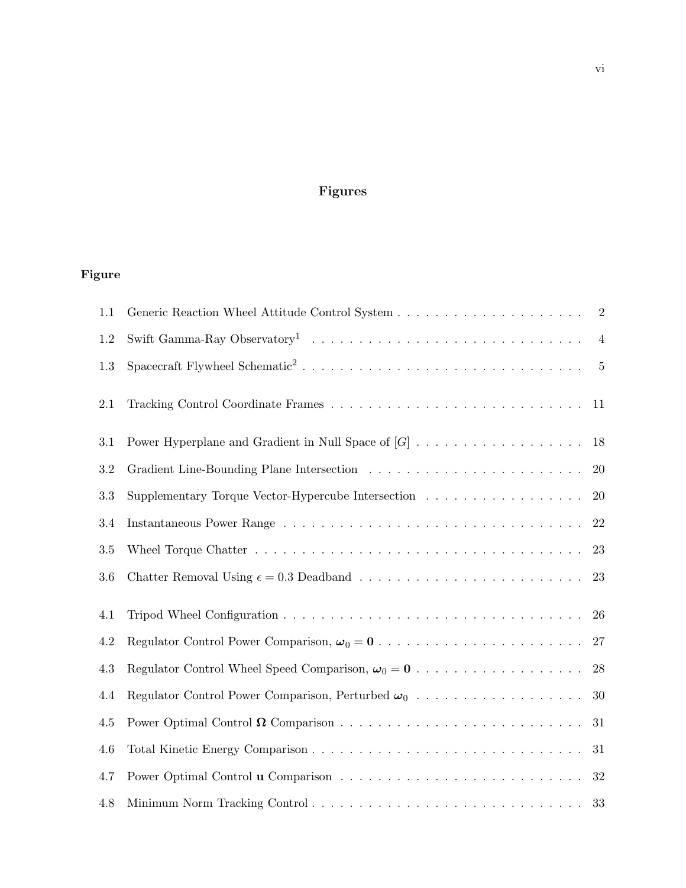# Figures

**Figure**

| | | |
|---|---|---|
| 1.1 | Generic Reaction Wheel Attitude Control System | 2 |
| 1.2 | Swift Gamma-Ray Observatory[1] | 4 |
| 1.3 | Spacecraft Flywheel Schematic[2] | 5 |
| 2.1 | Tracking Control Coordinate Frames | 11 |
| 3.1 | Power Hyperplane and Gradient in Null Space of $[G]$ | 18 |
| 3.2 | Gradient Line-Bounding Plane Intersection | 20 |
| 3.3 | Supplementary Torque Vector-Hypercube Intersection | 20 |
| 3.4 | Instantaneous Power Range | 22 |
| 3.5 | Wheel Torque Chatter | 23 |
| 3.6 | Chatter Removal Using $\epsilon = 0.3$ Deadband | 23 |
| 4.1 | Tripod Wheel Configuration | 26 |
| 4.2 | Regulator Control Power Comparison, $\boldsymbol{\omega}_0 = \mathbf{0}$ | 27 |
| 4.3 | Regulator Control Wheel Speed Comparison, $\boldsymbol{\omega}_0 = \mathbf{0}$ | 28 |
| 4.4 | Regulator Control Power Comparison, Perturbed $\boldsymbol{\omega}_0$ | 30 |
| 4.5 | Power Optimal Control $\boldsymbol{\Omega}$ Comparison | 31 |
| 4.6 | Total Kinetic Energy Comparison | 31 |
| 4.7 | Power Optimal Control $\mathbf{u}$ Comparison | 32 |
| 4.8 | Minimum Norm Tracking Control | 33 |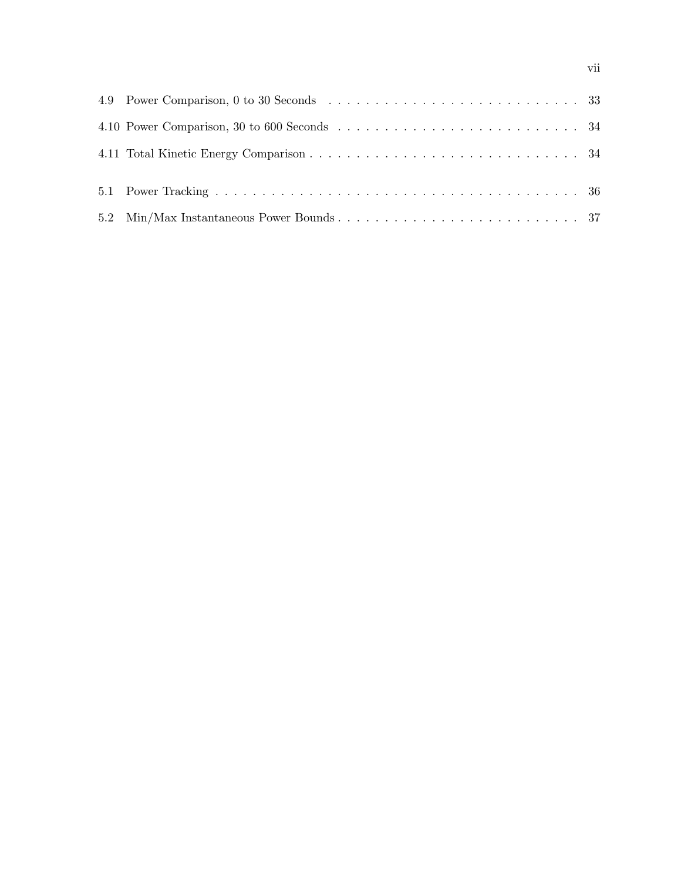4.9 Power Comparison, 0 to 30 Seconds . . . . . . . . . . . . . . . . . . . . . . . . . . 33

4.10 Power Comparison, 30 to 600 Seconds . . . . . . . . . . . . . . . . . . . . . . . . . 34

4.11 Total Kinetic Energy Comparison . . . . . . . . . . . . . . . . . . . . . . . . . . . . . 34

5.1 Power Tracking . . . . . . . . . . . . . . . . . . . . . . . . . . . . . . . . . . . . . . 36

5.2 Min/Max Instantaneous Power Bounds . . . . . . . . . . . . . . . . . . . . . . . . . . 37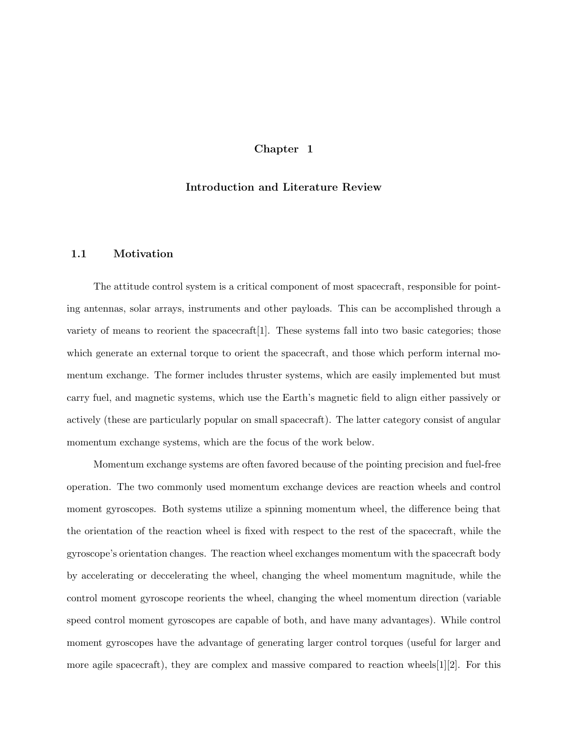# Chapter 1

## Introduction and Literature Review

### 1.1 Motivation

The attitude control system is a critical component of most spacecraft, responsible for pointing antennas, solar arrays, instruments and other payloads. This can be accomplished through a variety of means to reorient the spacecraft[1]. These systems fall into two basic categories; those which generate an external torque to orient the spacecraft, and those which perform internal momentum exchange. The former includes thruster systems, which are easily implemented but must carry fuel, and magnetic systems, which use the Earth's magnetic field to align either passively or actively (these are particularly popular on small spacecraft). The latter category consist of angular momentum exchange systems, which are the focus of the work below.

Momentum exchange systems are often favored because of the pointing precision and fuel-free operation. The two commonly used momentum exchange devices are reaction wheels and control moment gyroscopes. Both systems utilize a spinning momentum wheel, the difference being that the orientation of the reaction wheel is fixed with respect to the rest of the spacecraft, while the gyroscope's orientation changes. The reaction wheel exchanges momentum with the spacecraft body by accelerating or deccelerating the wheel, changing the wheel momentum magnitude, while the control moment gyroscope reorients the wheel, changing the wheel momentum direction (variable speed control moment gyroscopes are capable of both, and have many advantages). While control moment gyroscopes have the advantage of generating larger control torques (useful for larger and more agile spacecraft), they are complex and massive compared to reaction wheels[1][2]. For this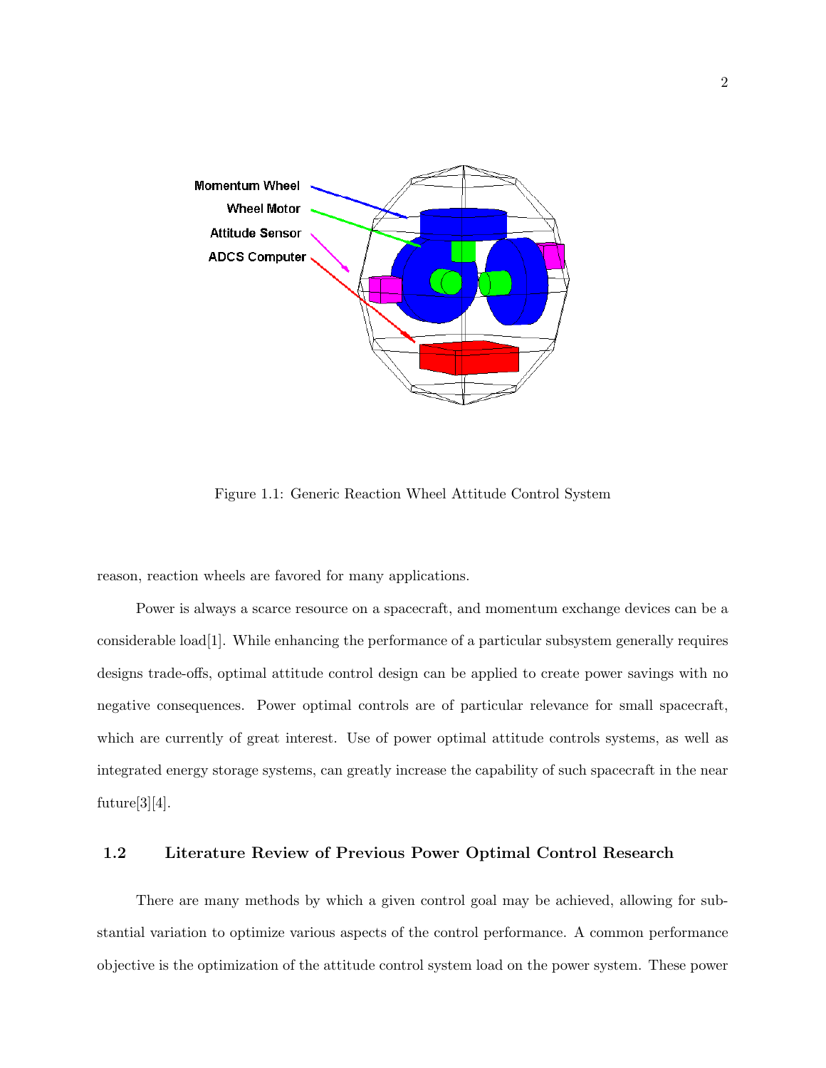Figure 1.1: Generic Reaction Wheel Attitude Control System

reason, reaction wheels are favored for many applications.

Power is always a scarce resource on a spacecraft, and momentum exchange devices can be a considerable load[1]. While enhancing the performance of a particular subsystem generally requires designs trade-offs, optimal attitude control design can be applied to create power savings with no negative consequences. Power optimal controls are of particular relevance for small spacecraft, which are currently of great interest. Use of power optimal attitude controls systems, as well as integrated energy storage systems, can greatly increase the capability of such spacecraft in the near future[3][4].

## 1.2 Literature Review of Previous Power Optimal Control Research

There are many methods by which a given control goal may be achieved, allowing for substantial variation to optimize various aspects of the control performance. A common performance objective is the optimization of the attitude control system load on the power system. These power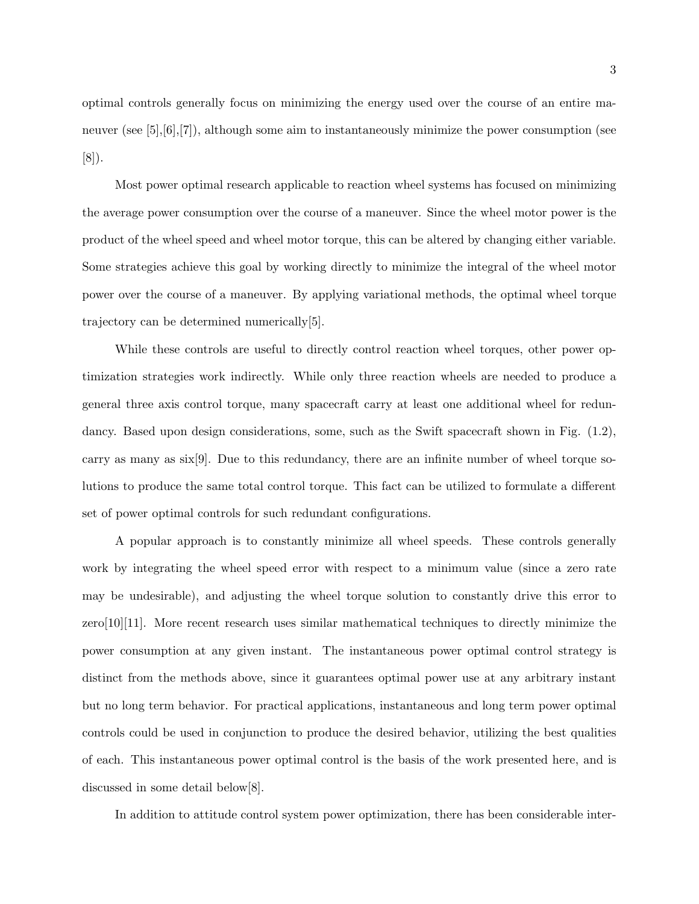optimal controls generally focus on minimizing the energy used over the course of an entire maneuver (see [5],[6],[7]), although some aim to instantaneously minimize the power consumption (see [8]).

Most power optimal research applicable to reaction wheel systems has focused on minimizing the average power consumption over the course of a maneuver. Since the wheel motor power is the product of the wheel speed and wheel motor torque, this can be altered by changing either variable. Some strategies achieve this goal by working directly to minimize the integral of the wheel motor power over the course of a maneuver. By applying variational methods, the optimal wheel torque trajectory can be determined numerically[5].

While these controls are useful to directly control reaction wheel torques, other power optimization strategies work indirectly. While only three reaction wheels are needed to produce a general three axis control torque, many spacecraft carry at least one additional wheel for redundancy. Based upon design considerations, some, such as the Swift spacecraft shown in Fig. (1.2), carry as many as six[9]. Due to this redundancy, there are an infinite number of wheel torque solutions to produce the same total control torque. This fact can be utilized to formulate a different set of power optimal controls for such redundant configurations.

A popular approach is to constantly minimize all wheel speeds. These controls generally work by integrating the wheel speed error with respect to a minimum value (since a zero rate may be undesirable), and adjusting the wheel torque solution to constantly drive this error to zero[10][11]. More recent research uses similar mathematical techniques to directly minimize the power consumption at any given instant. The instantaneous power optimal control strategy is distinct from the methods above, since it guarantees optimal power use at any arbitrary instant but no long term behavior. For practical applications, instantaneous and long term power optimal controls could be used in conjunction to produce the desired behavior, utilizing the best qualities of each. This instantaneous power optimal control is the basis of the work presented here, and is discussed in some detail below[8].

In addition to attitude control system power optimization, there has been considerable inter-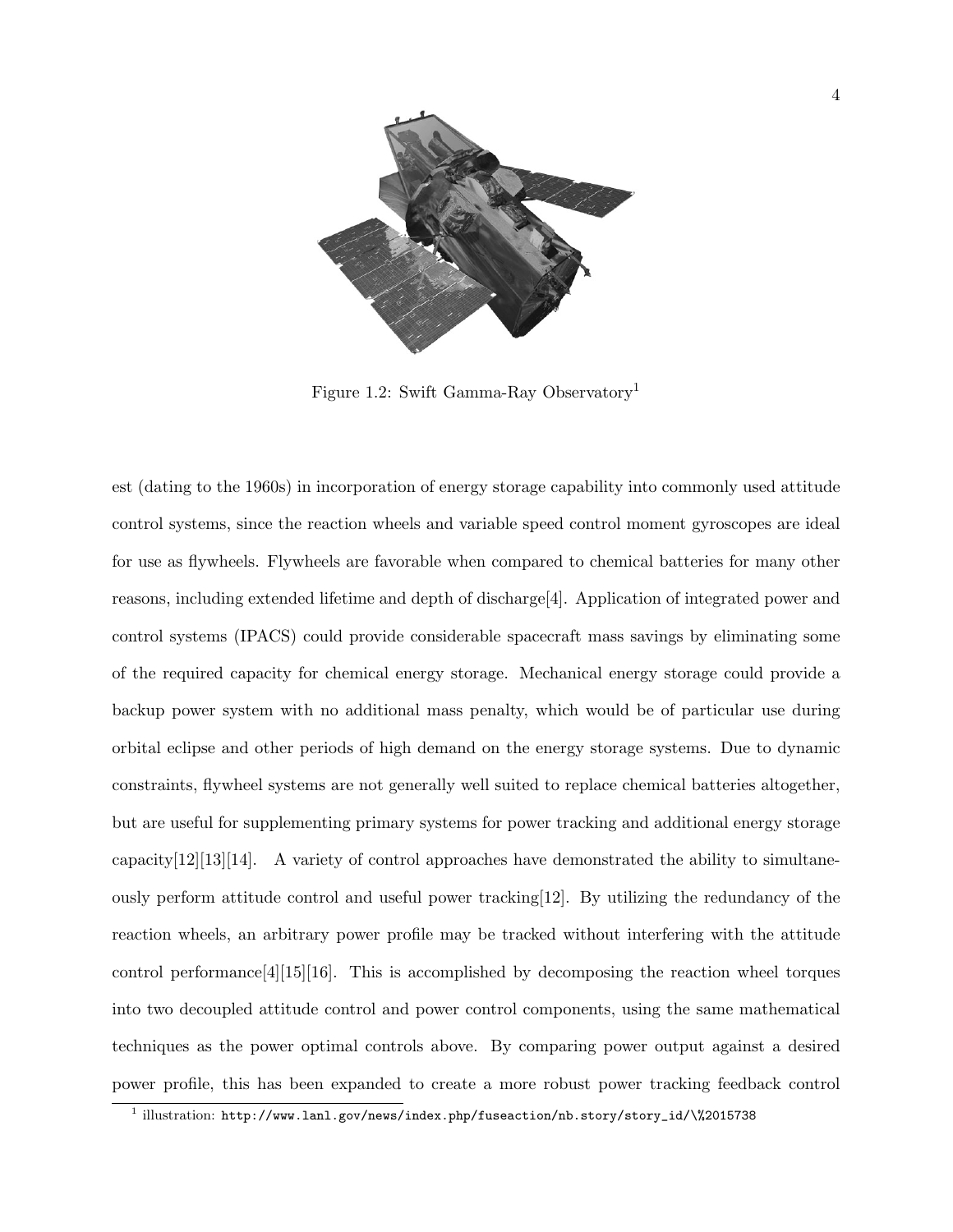Figure 1.2: Swift Gamma-Ray Observatory[1]

est (dating to the 1960s) in incorporation of energy storage capability into commonly used attitude control systems, since the reaction wheels and variable speed control moment gyroscopes are ideal for use as flywheels. Flywheels are favorable when compared to chemical batteries for many other reasons, including extended lifetime and depth of discharge[4]. Application of integrated power and control systems (IPACS) could provide considerable spacecraft mass savings by eliminating some of the required capacity for chemical energy storage. Mechanical energy storage could provide a backup power system with no additional mass penalty, which would be of particular use during orbital eclipse and other periods of high demand on the energy storage systems. Due to dynamic constraints, flywheel systems are not generally well suited to replace chemical batteries altogether, but are useful for supplementing primary systems for power tracking and additional energy storage capacity[12][13][14]. A variety of control approaches have demonstrated the ability to simultaneously perform attitude control and useful power tracking[12]. By utilizing the redundancy of the reaction wheels, an arbitrary power profile may be tracked without interfering with the attitude control performance[4][15][16]. This is accomplished by decomposing the reaction wheel torques into two decoupled attitude control and power control components, using the same mathematical techniques as the power optimal controls above. By comparing power output against a desired power profile, this has been expanded to create a more robust power tracking feedback control

[1] illustration: http://www.lanl.gov/news/index.php/fuseaction/nb.story/story_id/\%2015738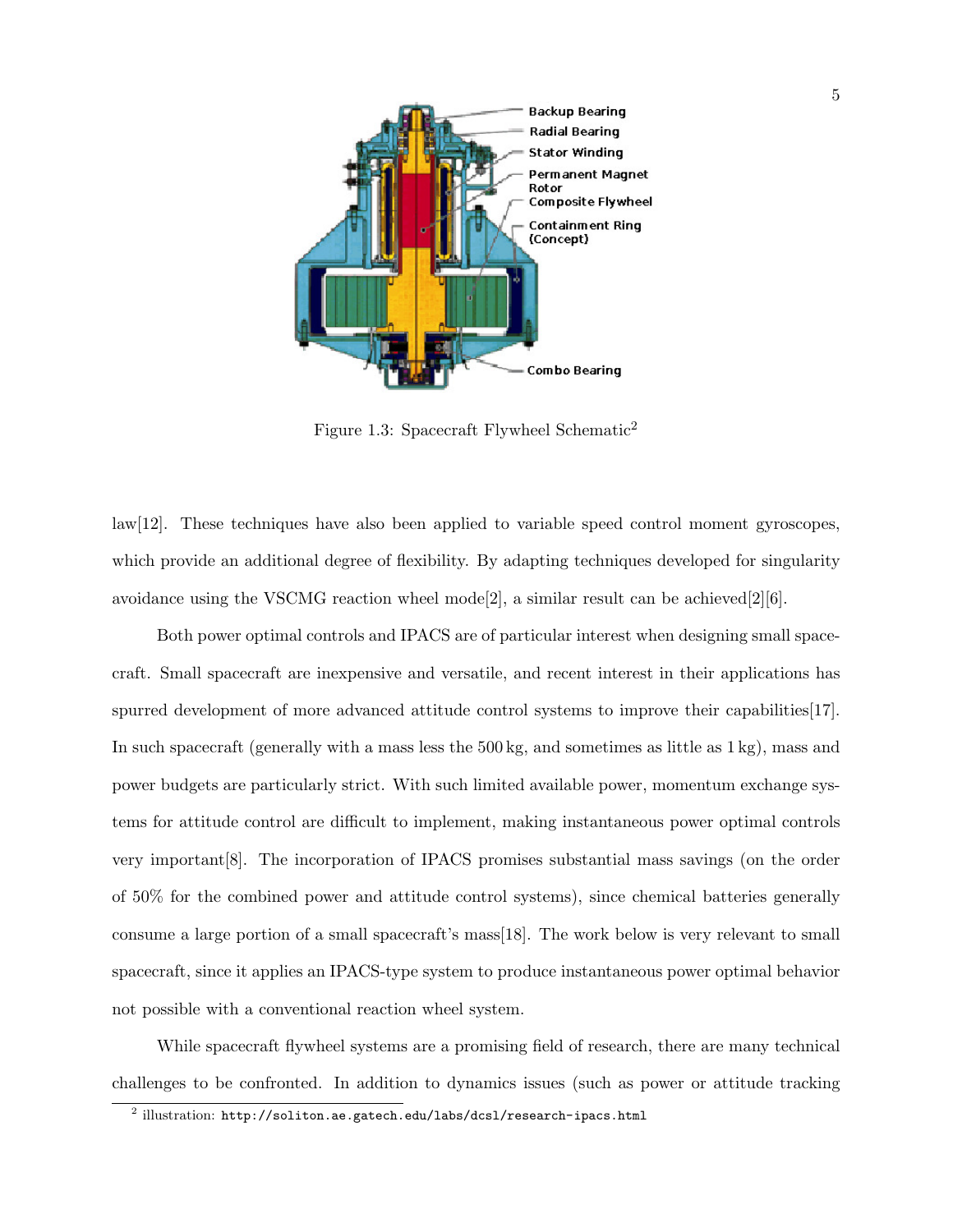Figure 1.3: Spacecraft Flywheel Schematic[2]

law[12]. These techniques have also been applied to variable speed control moment gyroscopes, which provide an additional degree of flexibility. By adapting techniques developed for singularity avoidance using the VSCMG reaction wheel mode[2], a similar result can be achieved[2][6].

Both power optimal controls and IPACS are of particular interest when designing small spacecraft. Small spacecraft are inexpensive and versatile, and recent interest in their applications has spurred development of more advanced attitude control systems to improve their capabilities[17]. In such spacecraft (generally with a mass less the 500 kg, and sometimes as little as 1 kg), mass and power budgets are particularly strict. With such limited available power, momentum exchange systems for attitude control are difficult to implement, making instantaneous power optimal controls very important[8]. The incorporation of IPACS promises substantial mass savings (on the order of 50% for the combined power and attitude control systems), since chemical batteries generally consume a large portion of a small spacecraft's mass[18]. The work below is very relevant to small spacecraft, since it applies an IPACS-type system to produce instantaneous power optimal behavior not possible with a conventional reaction wheel system.

While spacecraft flywheel systems are a promising field of research, there are many technical challenges to be confronted. In addition to dynamics issues (such as power or attitude tracking

[2] illustration: `http://soliton.ae.gatech.edu/labs/dcsl/research-ipacs.html`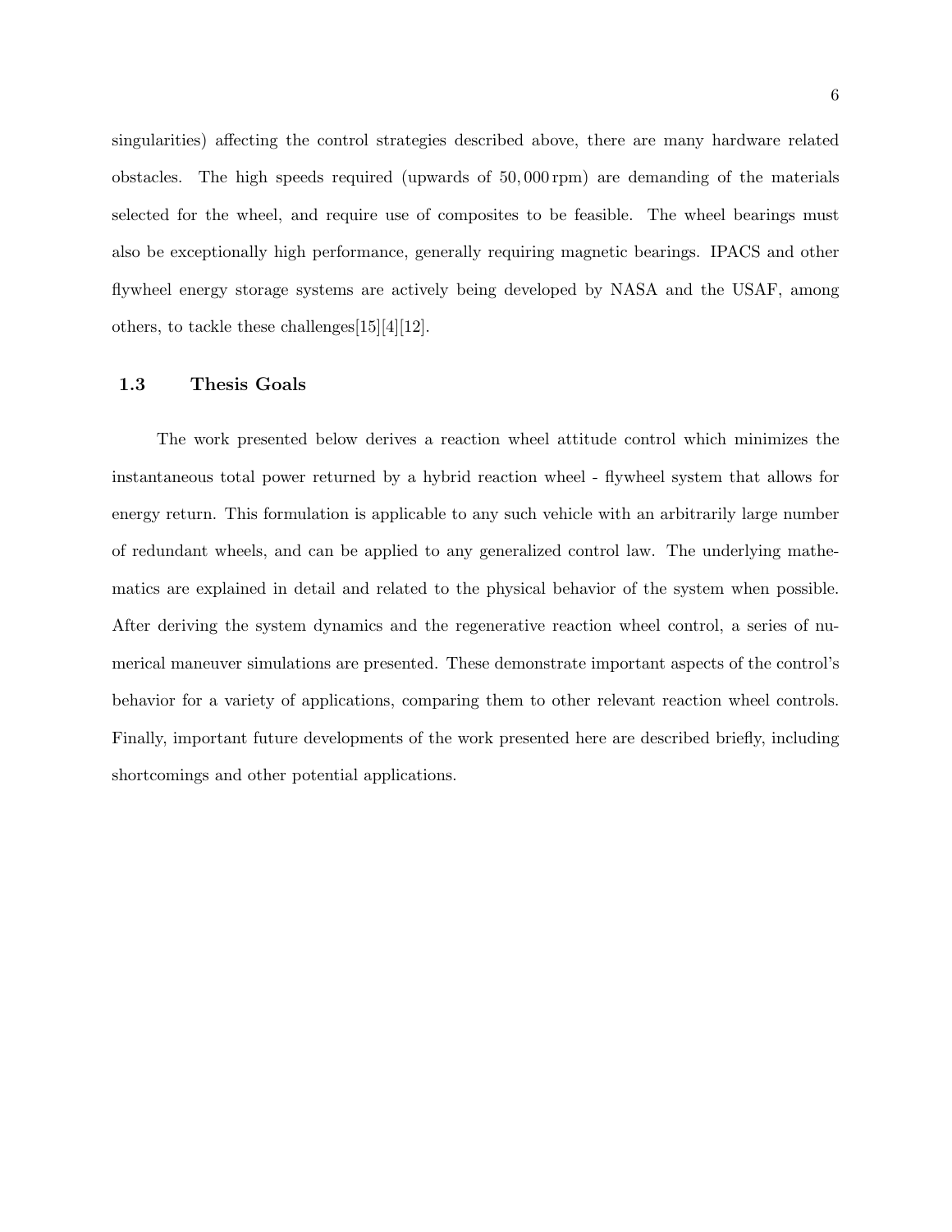singularities) affecting the control strategies described above, there are many hardware related obstacles. The high speeds required (upwards of $50,000\,\text{rpm}$) are demanding of the materials selected for the wheel, and require use of composites to be feasible. The wheel bearings must also be exceptionally high performance, generally requiring magnetic bearings. IPACS and other flywheel energy storage systems are actively being developed by NASA and the USAF, among others, to tackle these challenges[15][4][12].

## 1.3 Thesis Goals

The work presented below derives a reaction wheel attitude control which minimizes the instantaneous total power returned by a hybrid reaction wheel - flywheel system that allows for energy return. This formulation is applicable to any such vehicle with an arbitrarily large number of redundant wheels, and can be applied to any generalized control law. The underlying mathematics are explained in detail and related to the physical behavior of the system when possible. After deriving the system dynamics and the regenerative reaction wheel control, a series of numerical maneuver simulations are presented. These demonstrate important aspects of the control's behavior for a variety of applications, comparing them to other relevant reaction wheel controls. Finally, important future developments of the work presented here are described briefly, including shortcomings and other potential applications.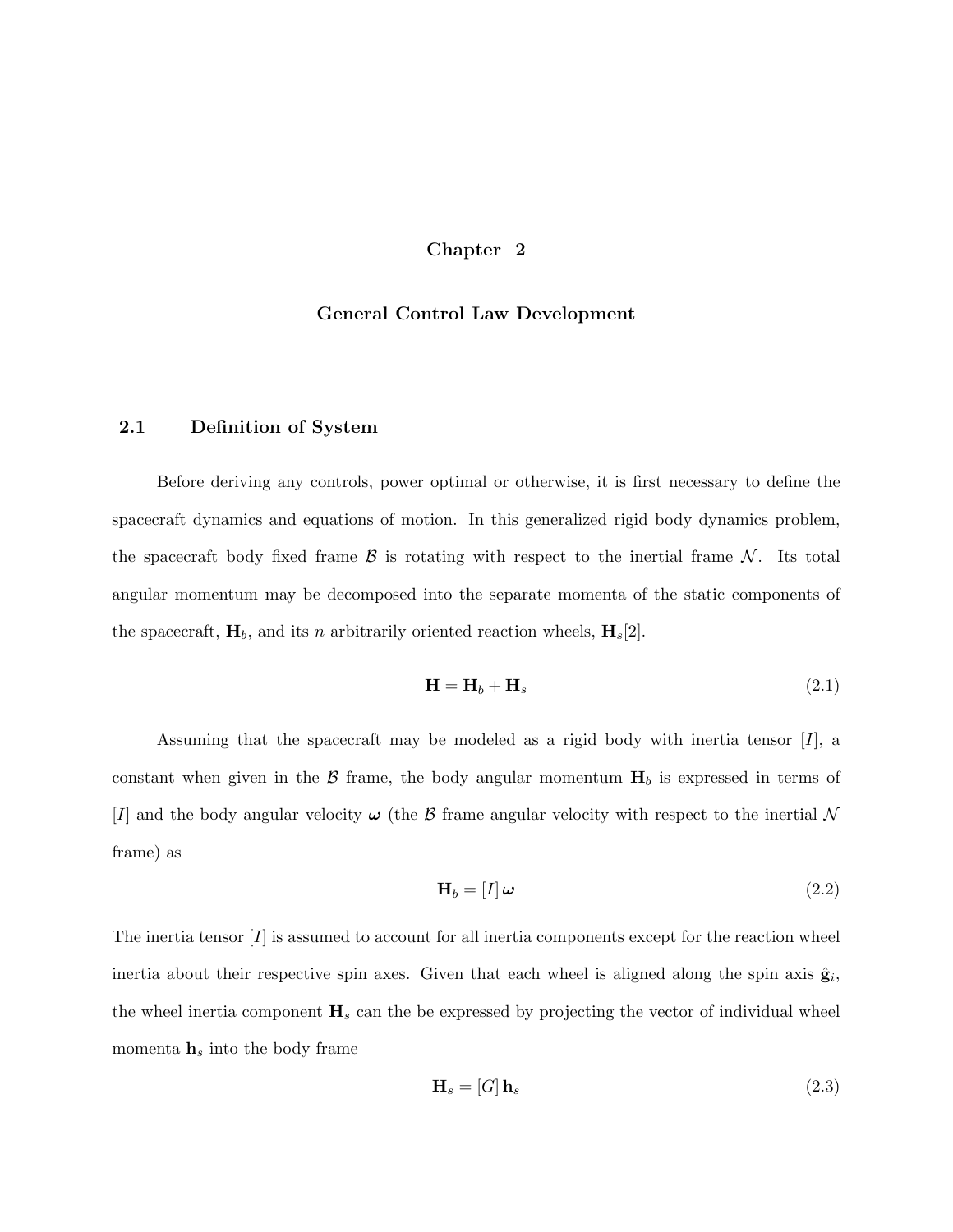# Chapter 2

# General Control Law Development

## 2.1 Definition of System

Before deriving any controls, power optimal or otherwise, it is first necessary to define the spacecraft dynamics and equations of motion. In this generalized rigid body dynamics problem, the spacecraft body fixed frame $\mathcal{B}$ is rotating with respect to the inertial frame $\mathcal{N}$. Its total angular momentum may be decomposed into the separate momenta of the static components of the spacecraft, $\mathbf{H}_b$, and its $n$ arbitrarily oriented reaction wheels, $\mathbf{H}_s$[2].

$$\mathbf{H} = \mathbf{H}_b + \mathbf{H}_s \tag{2.1}$$

Assuming that the spacecraft may be modeled as a rigid body with inertia tensor $[I]$, a constant when given in the $\mathcal{B}$ frame, the body angular momentum $\mathbf{H}_b$ is expressed in terms of $[I]$ and the body angular velocity $\boldsymbol{\omega}$ (the $\mathcal{B}$ frame angular velocity with respect to the inertial $\mathcal{N}$ frame) as

$$\mathbf{H}_b = [I]\,\boldsymbol{\omega} \tag{2.2}$$

The inertia tensor $[I]$ is assumed to account for all inertia components except for the reaction wheel inertia about their respective spin axes. Given that each wheel is aligned along the spin axis $\hat{\mathbf{g}}_i$, the wheel inertia component $\mathbf{H}_s$ can the be expressed by projecting the vector of individual wheel momenta $\mathbf{h}_s$ into the body frame

$$\mathbf{H}_s = [G]\,\mathbf{h}_s \tag{2.3}$$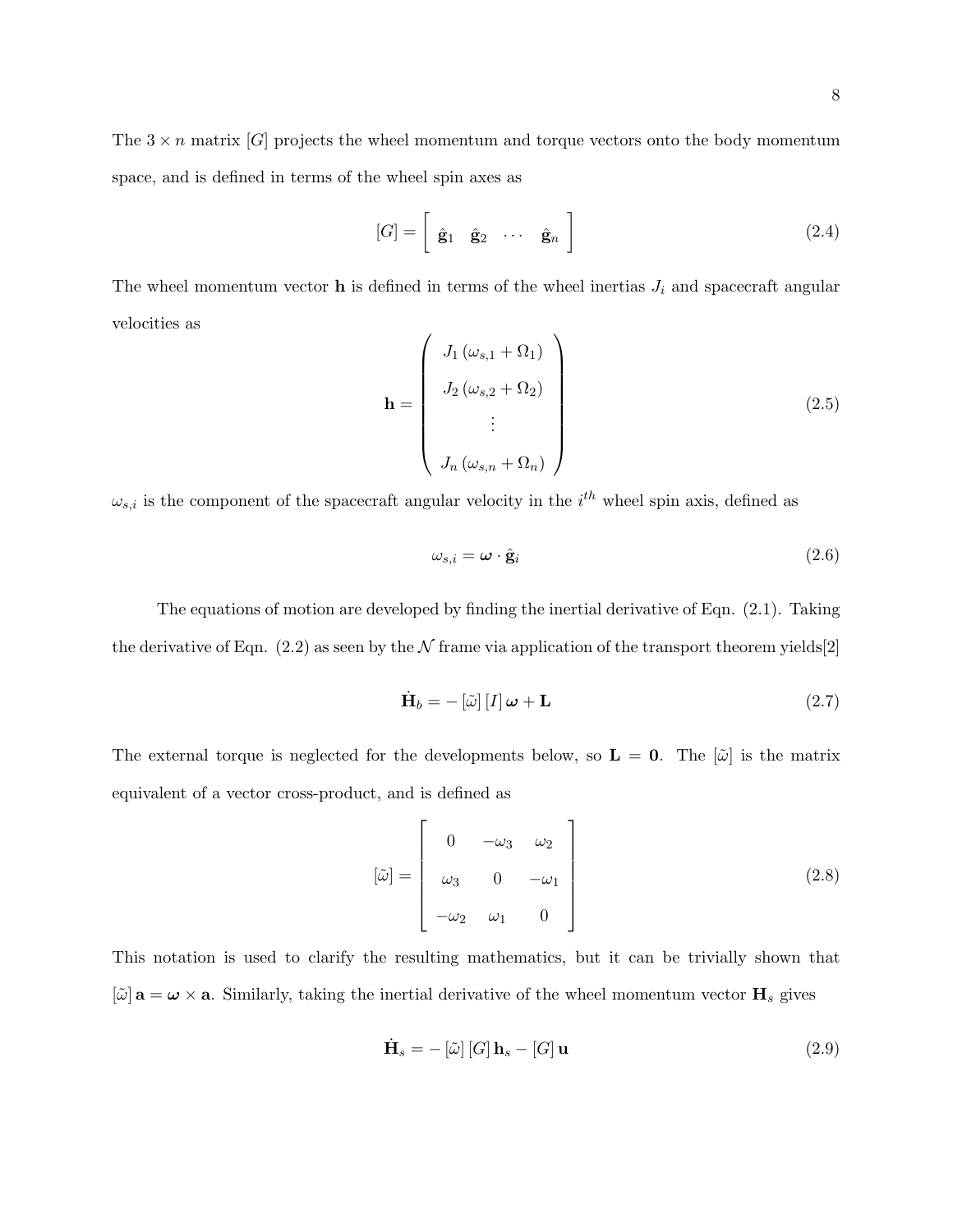The $3 \times n$ matrix $[G]$ projects the wheel momentum and torque vectors onto the body momentum space, and is defined in terms of the wheel spin axes as

$$[G] = \begin{bmatrix} \hat{\mathbf{g}}_1 & \hat{\mathbf{g}}_2 & \cdots & \hat{\mathbf{g}}_n \end{bmatrix} \tag{2.4}$$

The wheel momentum vector $\mathbf{h}$ is defined in terms of the wheel inertias $J_i$ and spacecraft angular velocities as

$$\mathbf{h} = \begin{pmatrix} J_1 \left(\omega_{s,1} + \Omega_1\right) \\ J_2 \left(\omega_{s,2} + \Omega_2\right) \\ \vdots \\ J_n \left(\omega_{s,n} + \Omega_n\right) \end{pmatrix} \tag{2.5}$$

$\omega_{s,i}$ is the component of the spacecraft angular velocity in the $i^{th}$ wheel spin axis, defined as

$$\omega_{s,i} = \boldsymbol{\omega} \cdot \hat{\mathbf{g}}_i \tag{2.6}$$

The equations of motion are developed by finding the inertial derivative of Eqn. (2.1). Taking the derivative of Eqn. (2.2) as seen by the $\mathcal{N}$ frame via application of the transport theorem yields[2]

$$\dot{\mathbf{H}}_b = -\left[\tilde{\omega}\right]\left[I\right]\boldsymbol{\omega} + \mathbf{L} \tag{2.7}$$

The external torque is neglected for the developments below, so $\mathbf{L} = \mathbf{0}$. The $[\tilde{\omega}]$ is the matrix equivalent of a vector cross-product, and is defined as

$$[\tilde{\omega}] = \begin{bmatrix} 0 & -\omega_3 & \omega_2 \\ \omega_3 & 0 & -\omega_1 \\ -\omega_2 & \omega_1 & 0 \end{bmatrix} \tag{2.8}$$

This notation is used to clarify the resulting mathematics, but it can be trivially shown that $[\tilde{\omega}]\,\mathbf{a} = \boldsymbol{\omega} \times \mathbf{a}$. Similarly, taking the inertial derivative of the wheel momentum vector $\mathbf{H}_s$ gives

$$\dot{\mathbf{H}}_s = -\left[\tilde{\omega}\right]\left[G\right]\mathbf{h}_s - \left[G\right]\mathbf{u} \tag{2.9}$$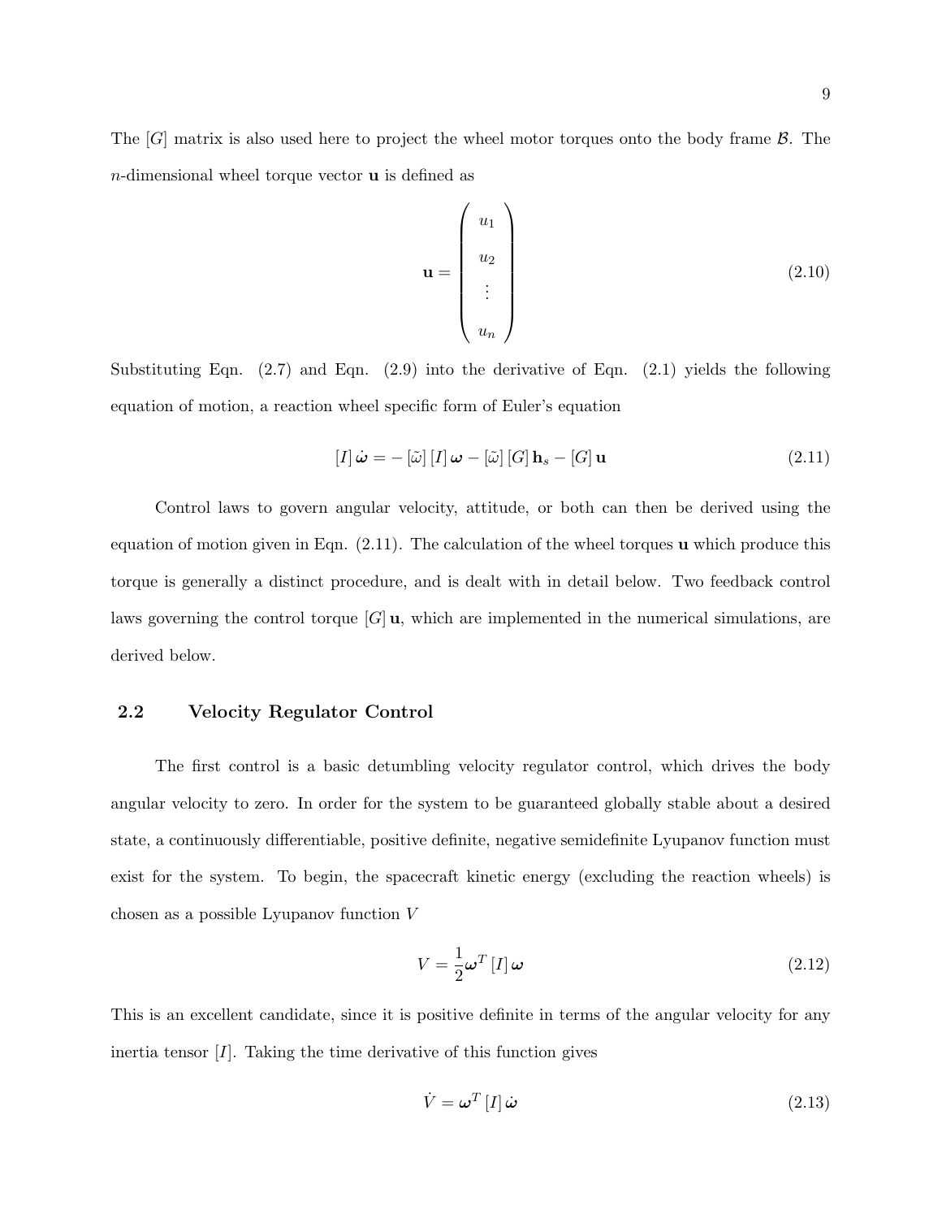The $[G]$ matrix is also used here to project the wheel motor torques onto the body frame $\mathcal{B}$. The $n$-dimensional wheel torque vector $\mathbf{u}$ is defined as

$$\mathbf{u} = \begin{pmatrix} u_1 \\ u_2 \\ \vdots \\ u_n \end{pmatrix} \tag{2.10}$$

Substituting Eqn. (2.7) and Eqn. (2.9) into the derivative of Eqn. (2.1) yields the following equation of motion, a reaction wheel specific form of Euler's equation

$$[I]\,\dot{\boldsymbol{\omega}} = -\left[\tilde{\omega}\right][I]\,\boldsymbol{\omega} - \left[\tilde{\omega}\right][G]\,\mathbf{h}_s - [G]\,\mathbf{u} \tag{2.11}$$

Control laws to govern angular velocity, attitude, or both can then be derived using the equation of motion given in Eqn. (2.11). The calculation of the wheel torques $\mathbf{u}$ which produce this torque is generally a distinct procedure, and is dealt with in detail below. Two feedback control laws governing the control torque $[G]\,\mathbf{u}$, which are implemented in the numerical simulations, are derived below.

## 2.2 Velocity Regulator Control

The first control is a basic detumbling velocity regulator control, which drives the body angular velocity to zero. In order for the system to be guaranteed globally stable about a desired state, a continuously differentiable, positive definite, negative semidefinite Lyupanov function must exist for the system. To begin, the spacecraft kinetic energy (excluding the reaction wheels) is chosen as a possible Lyupanov function $V$

$$V = \frac{1}{2}\boldsymbol{\omega}^T\,[I]\,\boldsymbol{\omega} \tag{2.12}$$

This is an excellent candidate, since it is positive definite in terms of the angular velocity for any inertia tensor $[I]$. Taking the time derivative of this function gives

$$\dot{V} = \boldsymbol{\omega}^T\,[I]\,\dot{\boldsymbol{\omega}} \tag{2.13}$$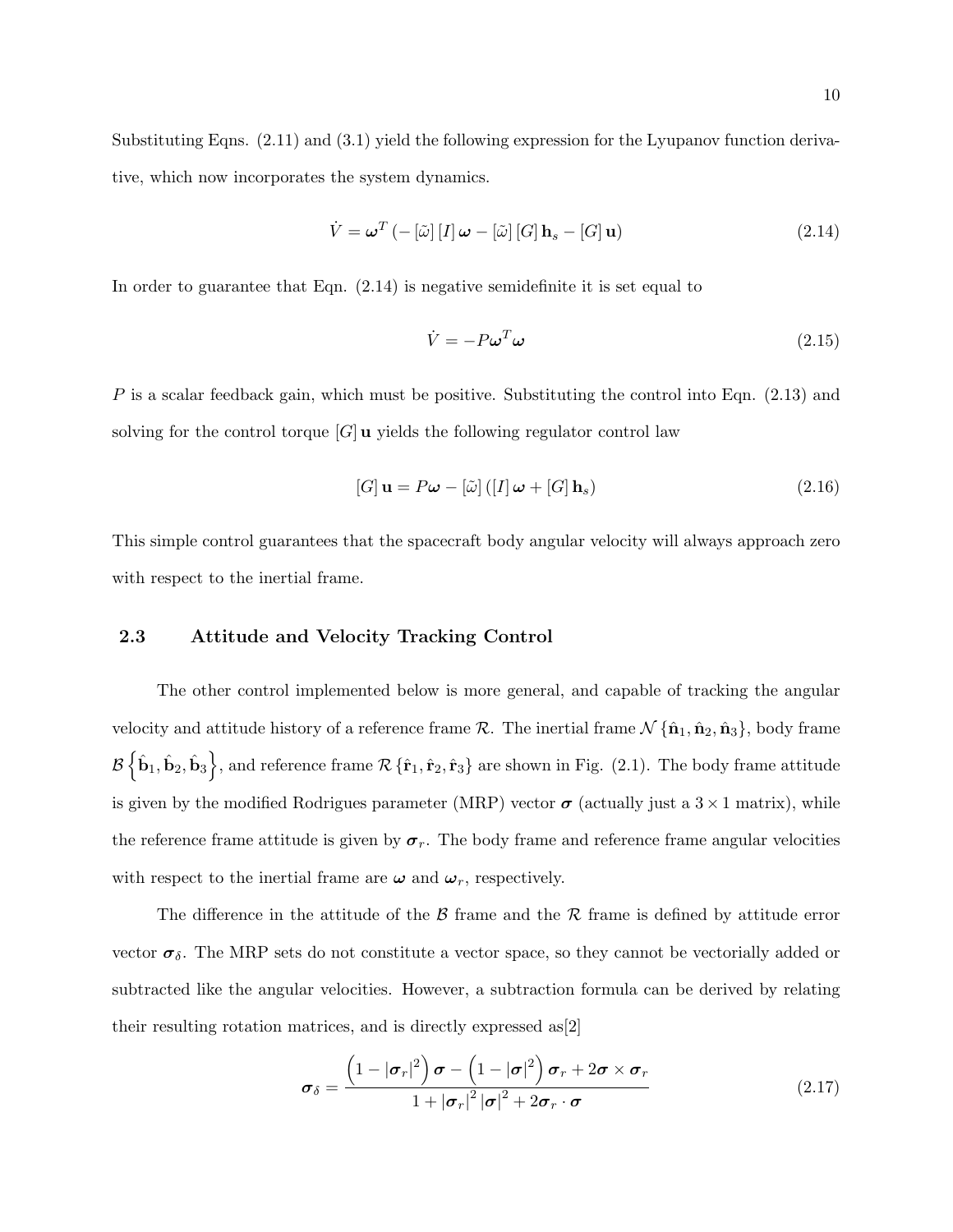Substituting Eqns. (2.11) and (3.1) yield the following expression for the Lyupanov function derivative, which now incorporates the system dynamics.

$$\dot{V} = \boldsymbol{\omega}^T \left( -\left[\tilde{\omega}\right] [I] \boldsymbol{\omega} - \left[\tilde{\omega}\right] [G] \mathbf{h}_s - [G] \mathbf{u} \right) \tag{2.14}$$

In order to guarantee that Eqn. (2.14) is negative semidefinite it is set equal to

$$\dot{V} = -P\boldsymbol{\omega}^T \boldsymbol{\omega} \tag{2.15}$$

$P$ is a scalar feedback gain, which must be positive. Substituting the control into Eqn. (2.13) and solving for the control torque $[G]\,\mathbf{u}$ yields the following regulator control law

$$[G]\,\mathbf{u} = P\boldsymbol{\omega} - \left[\tilde{\omega}\right] \left( [I]\,\boldsymbol{\omega} + [G]\,\mathbf{h}_s \right) \tag{2.16}$$

This simple control guarantees that the spacecraft body angular velocity will always approach zero with respect to the inertial frame.

## 2.3 Attitude and Velocity Tracking Control

The other control implemented below is more general, and capable of tracking the angular velocity and attitude history of a reference frame $\mathcal{R}$. The inertial frame $\mathcal{N}\left\{\hat{\mathbf{n}}_1, \hat{\mathbf{n}}_2, \hat{\mathbf{n}}_3\right\}$, body frame $\mathcal{B}\left\{\hat{\mathbf{b}}_1, \hat{\mathbf{b}}_2, \hat{\mathbf{b}}_3\right\}$, and reference frame $\mathcal{R}\left\{\hat{\mathbf{r}}_1, \hat{\mathbf{r}}_2, \hat{\mathbf{r}}_3\right\}$ are shown in Fig. (2.1). The body frame attitude is given by the modified Rodrigues parameter (MRP) vector $\boldsymbol{\sigma}$ (actually just a $3 \times 1$ matrix), while the reference frame attitude is given by $\boldsymbol{\sigma}_r$. The body frame and reference frame angular velocities with respect to the inertial frame are $\boldsymbol{\omega}$ and $\boldsymbol{\omega}_r$, respectively.

The difference in the attitude of the $\mathcal{B}$ frame and the $\mathcal{R}$ frame is defined by attitude error vector $\boldsymbol{\sigma}_\delta$. The MRP sets do not constitute a vector space, so they cannot be vectorially added or subtracted like the angular velocities. However, a subtraction formula can be derived by relating their resulting rotation matrices, and is directly expressed as[2]

$$\boldsymbol{\sigma}_\delta = \frac{\left(1 - \left|\boldsymbol{\sigma}_r\right|^2\right)\boldsymbol{\sigma} - \left(1 - \left|\boldsymbol{\sigma}\right|^2\right)\boldsymbol{\sigma}_r + 2\boldsymbol{\sigma} \times \boldsymbol{\sigma}_r}{1 + \left|\boldsymbol{\sigma}_r\right|^2 \left|\boldsymbol{\sigma}\right|^2 + 2\boldsymbol{\sigma}_r \cdot \boldsymbol{\sigma}} \tag{2.17}$$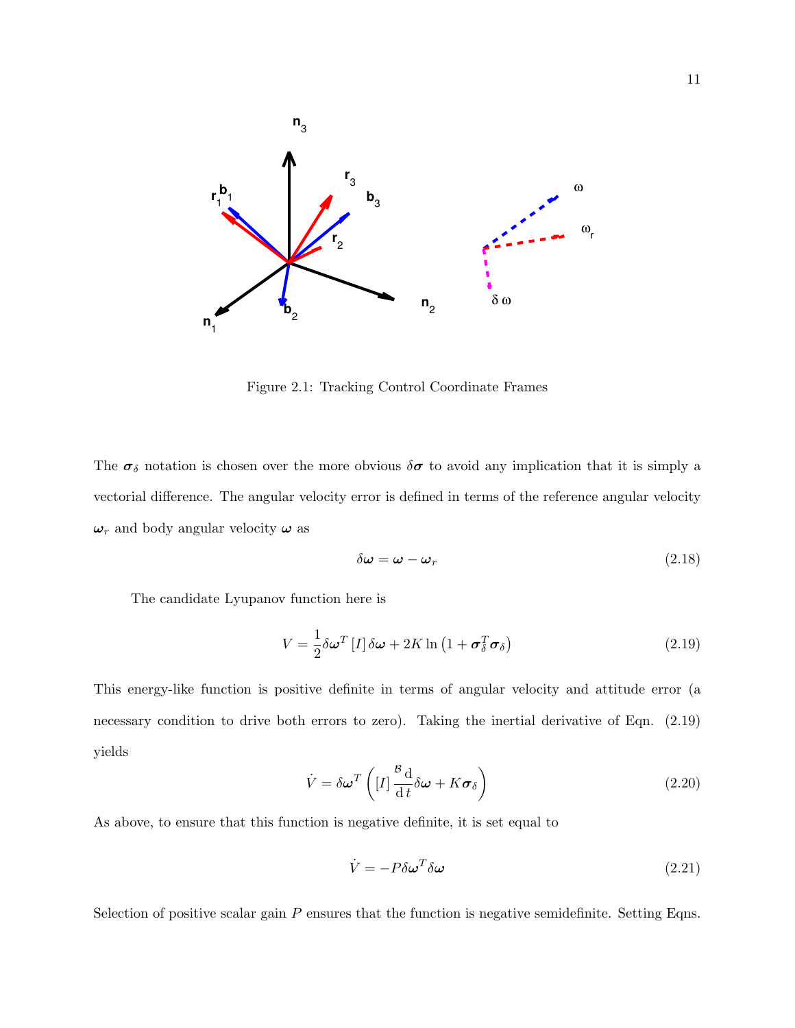Figure 2.1: Tracking Control Coordinate Frames

The $\boldsymbol{\sigma}_\delta$ notation is chosen over the more obvious $\delta\boldsymbol{\sigma}$ to avoid any implication that it is simply a vectorial difference. The angular velocity error is defined in terms of the reference angular velocity $\boldsymbol{\omega}_r$ and body angular velocity $\boldsymbol{\omega}$ as

$$\delta\boldsymbol{\omega} = \boldsymbol{\omega} - \boldsymbol{\omega}_r \tag{2.18}$$

The candidate Lyupanov function here is

$$V = \frac{1}{2}\delta\boldsymbol{\omega}^T [I] \delta\boldsymbol{\omega} + 2K \ln\left(1 + \boldsymbol{\sigma}_\delta^T \boldsymbol{\sigma}_\delta\right) \tag{2.19}$$

This energy-like function is positive definite in terms of angular velocity and attitude error (a necessary condition to drive both errors to zero). Taking the inertial derivative of Eqn. (2.19) yields

$$\dot{V} = \delta\boldsymbol{\omega}^T \left( [I] \frac{^{\mathcal{B}}\mathrm{d}}{\mathrm{d}\,t}\delta\boldsymbol{\omega} + K\boldsymbol{\sigma}_\delta \right) \tag{2.20}$$

As above, to ensure that this function is negative definite, it is set equal to

$$\dot{V} = -P\delta\boldsymbol{\omega}^T \delta\boldsymbol{\omega} \tag{2.21}$$

Selection of positive scalar gain $P$ ensures that the function is negative semidefinite. Setting Eqns.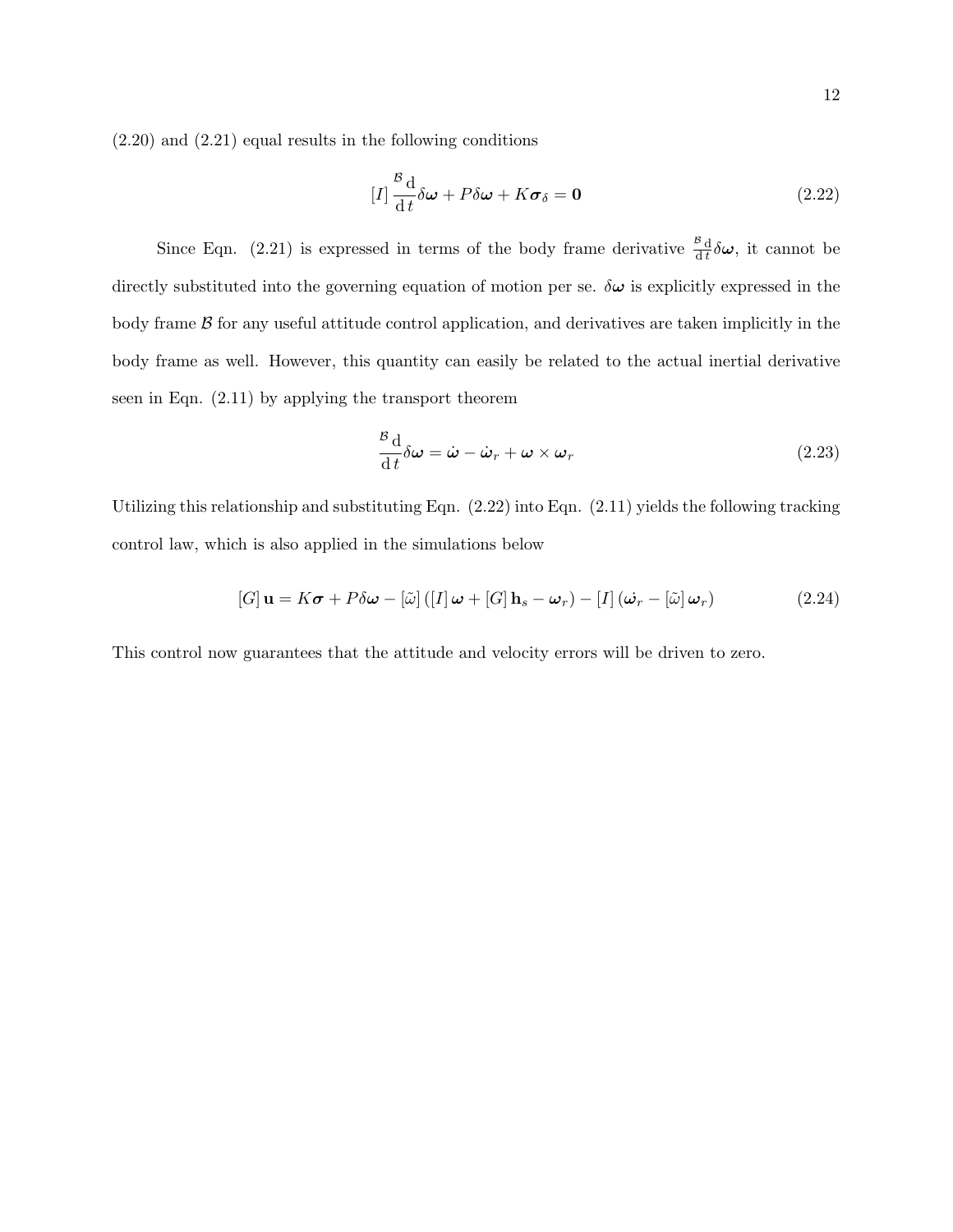(2.20) and (2.21) equal results in the following conditions

$$[I] \frac{^{\mathcal{B}}\mathrm{d}}{\mathrm{d}\,t} \delta\boldsymbol{\omega} + P\delta\boldsymbol{\omega} + K\boldsymbol{\sigma}_{\delta} = \mathbf{0} \tag{2.22}$$

Since Eqn. (2.21) is expressed in terms of the body frame derivative $\frac{^{\mathcal{B}}\mathrm{d}}{\mathrm{d}\,t}\delta\boldsymbol{\omega}$, it cannot be directly substituted into the governing equation of motion per se. $\delta\boldsymbol{\omega}$ is explicitly expressed in the body frame $\mathcal{B}$ for any useful attitude control application, and derivatives are taken implicitly in the body frame as well. However, this quantity can easily be related to the actual inertial derivative seen in Eqn. (2.11) by applying the transport theorem

$$\frac{^{\mathcal{B}}\mathrm{d}}{\mathrm{d}\,t} \delta\boldsymbol{\omega} = \dot{\boldsymbol{\omega}} - \dot{\boldsymbol{\omega}}_r + \boldsymbol{\omega} \times \boldsymbol{\omega}_r \tag{2.23}$$

Utilizing this relationship and substituting Eqn. (2.22) into Eqn. (2.11) yields the following tracking control law, which is also applied in the simulations below

$$[G]\,\mathbf{u} = K\boldsymbol{\sigma} + P\delta\boldsymbol{\omega} - [\tilde{\omega}]\left([I]\,\boldsymbol{\omega} + [G]\,\mathbf{h}_s - \boldsymbol{\omega}_r\right) - [I]\left(\dot{\boldsymbol{\omega}}_r - [\tilde{\omega}]\,\boldsymbol{\omega}_r\right) \tag{2.24}$$

This control now guarantees that the attitude and velocity errors will be driven to zero.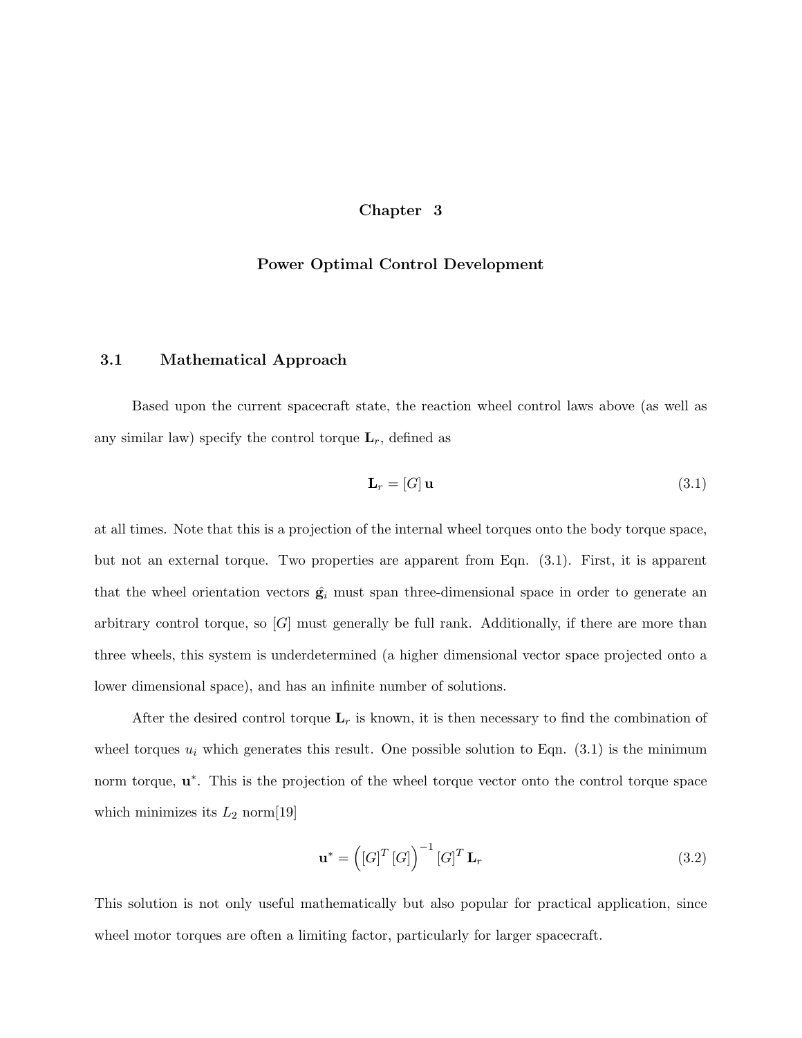# Chapter 3

# Power Optimal Control Development

## 3.1 Mathematical Approach

Based upon the current spacecraft state, the reaction wheel control laws above (as well as any similar law) specify the control torque $\mathbf{L}_r$, defined as

$$\mathbf{L}_r = [G]\,\mathbf{u} \tag{3.1}$$

at all times. Note that this is a projection of the internal wheel torques onto the body torque space, but not an external torque. Two properties are apparent from Eqn. (3.1). First, it is apparent that the wheel orientation vectors $\hat{\mathbf{g}}_i$ must span three-dimensional space in order to generate an arbitrary control torque, so $[G]$ must generally be full rank. Additionally, if there are more than three wheels, this system is underdetermined (a higher dimensional vector space projected onto a lower dimensional space), and has an infinite number of solutions.

After the desired control torque $\mathbf{L}_r$ is known, it is then necessary to find the combination of wheel torques $u_i$ which generates this result. One possible solution to Eqn. (3.1) is the minimum norm torque, $\mathbf{u}^*$. This is the projection of the wheel torque vector onto the control torque space which minimizes its $L_2$ norm[19]

$$\mathbf{u}^* = \left([G]^T\,[G]\right)^{-1}[G]^T\,\mathbf{L}_r \tag{3.2}$$

This solution is not only useful mathematically but also popular for practical application, since wheel motor torques are often a limiting factor, particularly for larger spacecraft.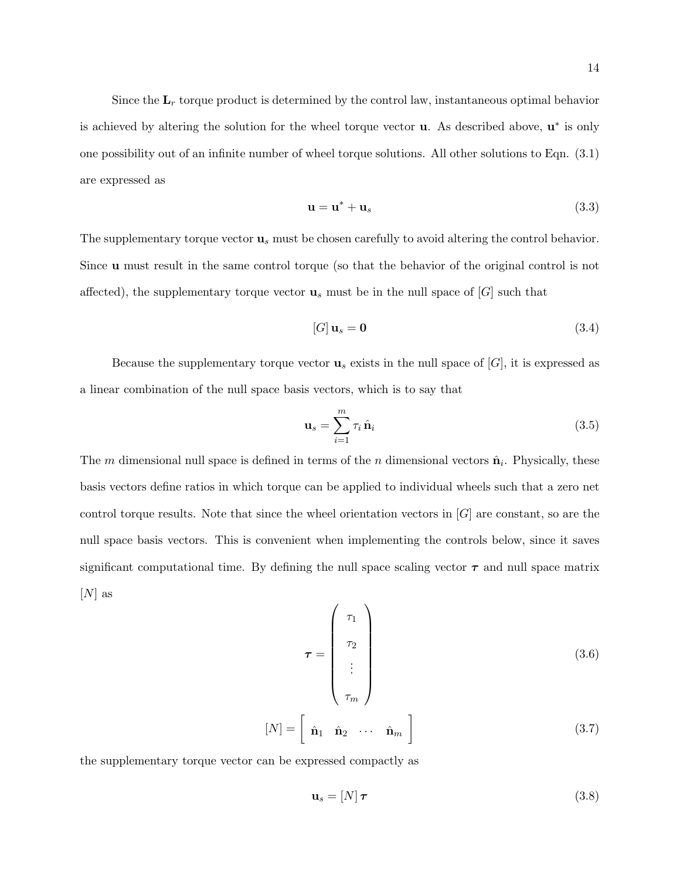Since the $\mathbf{L}_r$ torque product is determined by the control law, instantaneous optimal behavior is achieved by altering the solution for the wheel torque vector $\mathbf{u}$. As described above, $\mathbf{u}^*$ is only one possibility out of an infinite number of wheel torque solutions. All other solutions to Eqn. (3.1) are expressed as

$$\mathbf{u} = \mathbf{u}^* + \mathbf{u}_s \tag{3.3}$$

The supplementary torque vector $\mathbf{u}_s$ must be chosen carefully to avoid altering the control behavior. Since $\mathbf{u}$ must result in the same control torque (so that the behavior of the original control is not affected), the supplementary torque vector $\mathbf{u}_s$ must be in the null space of $[G]$ such that

$$[G]\,\mathbf{u}_s = \mathbf{0} \tag{3.4}$$

Because the supplementary torque vector $\mathbf{u}_s$ exists in the null space of $[G]$, it is expressed as a linear combination of the null space basis vectors, which is to say that

$$\mathbf{u}_s = \sum_{i=1}^{m} \tau_i\,\hat{\mathbf{n}}_i \tag{3.5}$$

The $m$ dimensional null space is defined in terms of the $n$ dimensional vectors $\hat{\mathbf{n}}_i$. Physically, these basis vectors define ratios in which torque can be applied to individual wheels such that a zero net control torque results. Note that since the wheel orientation vectors in $[G]$ are constant, so are the null space basis vectors. This is convenient when implementing the controls below, since it saves significant computational time. By defining the null space scaling vector $\boldsymbol{\tau}$ and null space matrix $[N]$ as

$$\boldsymbol{\tau} = \begin{pmatrix} \tau_1 \\ \tau_2 \\ \vdots \\ \tau_m \end{pmatrix} \tag{3.6}$$

$$[N] = \begin{bmatrix} \hat{\mathbf{n}}_1 & \hat{\mathbf{n}}_2 & \cdots & \hat{\mathbf{n}}_m \end{bmatrix} \tag{3.7}$$

the supplementary torque vector can be expressed compactly as

$$\mathbf{u}_s = [N]\,\boldsymbol{\tau} \tag{3.8}$$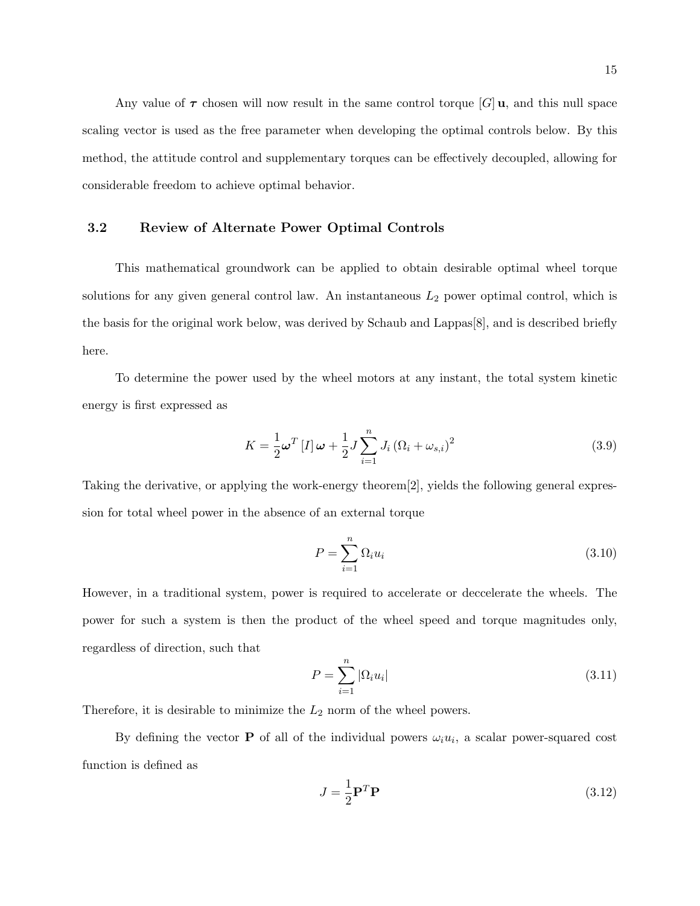Any value of $\boldsymbol{\tau}$ chosen will now result in the same control torque $[G]\,\mathbf{u}$, and this null space scaling vector is used as the free parameter when developing the optimal controls below. By this method, the attitude control and supplementary torques can be effectively decoupled, allowing for considerable freedom to achieve optimal behavior.

## 3.2 Review of Alternate Power Optimal Controls

This mathematical groundwork can be applied to obtain desirable optimal wheel torque solutions for any given general control law. An instantaneous $L_2$ power optimal control, which is the basis for the original work below, was derived by Schaub and Lappas[8], and is described briefly here.

To determine the power used by the wheel motors at any instant, the total system kinetic energy is first expressed as

$$K = \frac{1}{2}\boldsymbol{\omega}^T\,[I]\,\boldsymbol{\omega} + \frac{1}{2}J\sum_{i=1}^{n} J_i\left(\Omega_i + \omega_{s,i}\right)^2 \tag{3.9}$$

Taking the derivative, or applying the work-energy theorem[2], yields the following general expression for total wheel power in the absence of an external torque

$$P = \sum_{i=1}^{n} \Omega_i u_i \tag{3.10}$$

However, in a traditional system, power is required to accelerate or deccelerate the wheels. The power for such a system is then the product of the wheel speed and torque magnitudes only, regardless of direction, such that

$$P = \sum_{i=1}^{n} \left|\Omega_i u_i\right| \tag{3.11}$$

Therefore, it is desirable to minimize the $L_2$ norm of the wheel powers.

By defining the vector $\mathbf{P}$ of all of the individual powers $\omega_i u_i$, a scalar power-squared cost function is defined as

$$J = \frac{1}{2}\mathbf{P}^T\mathbf{P} \tag{3.12}$$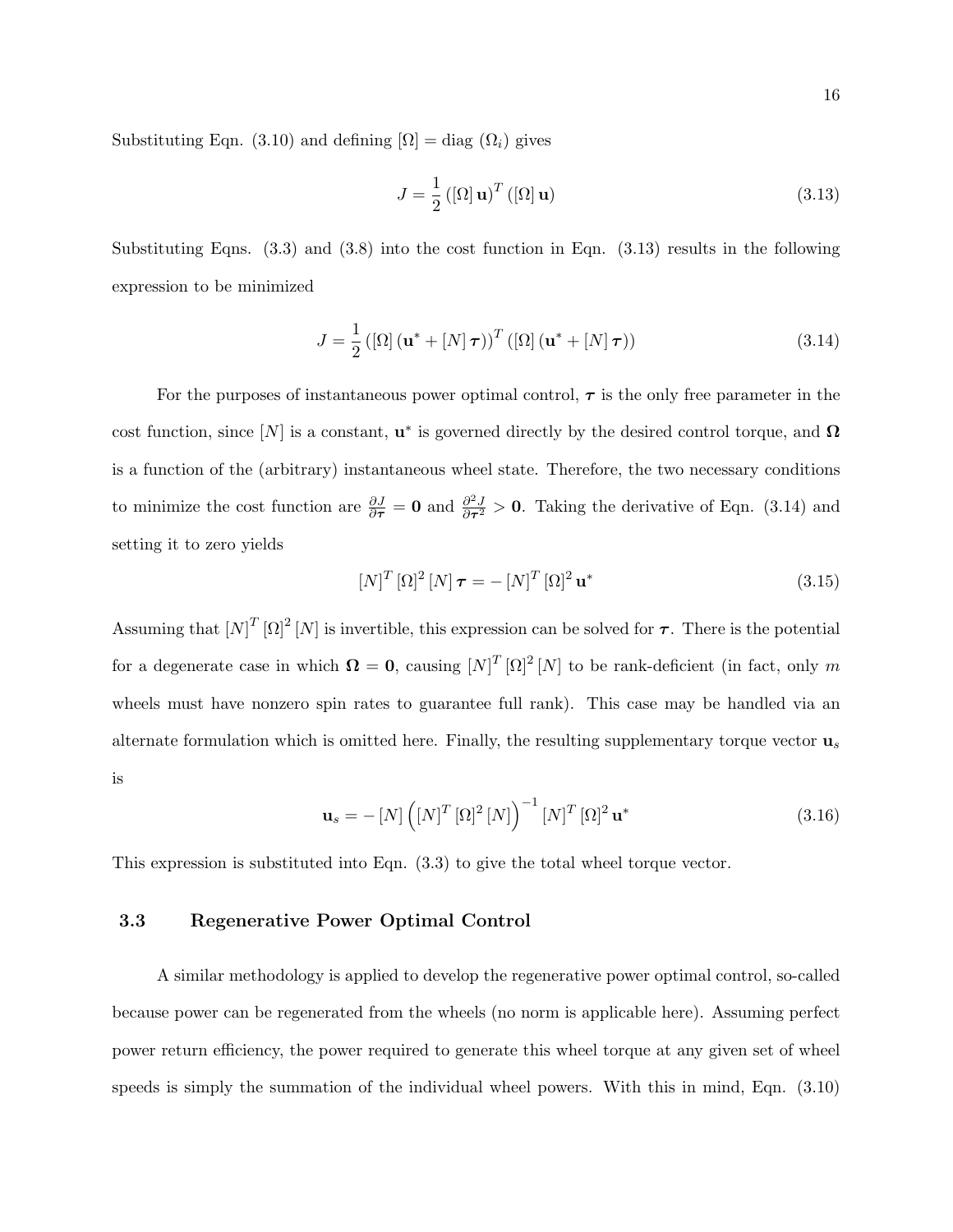Substituting Eqn. (3.10) and defining $[\Omega] = \text{diag}(\Omega_i)$ gives

$$J = \frac{1}{2}\left([\Omega]\,\mathbf{u}\right)^T\left([\Omega]\,\mathbf{u}\right) \tag{3.13}$$

Substituting Eqns. (3.3) and (3.8) into the cost function in Eqn. (3.13) results in the following expression to be minimized

$$J = \frac{1}{2}\left([\Omega]\left(\mathbf{u}^* + [N]\,\boldsymbol{\tau}\right)\right)^T\left([\Omega]\left(\mathbf{u}^* + [N]\,\boldsymbol{\tau}\right)\right) \tag{3.14}$$

For the purposes of instantaneous power optimal control, $\boldsymbol{\tau}$ is the only free parameter in the cost function, since $[N]$ is a constant, $\mathbf{u}^*$ is governed directly by the desired control torque, and $\boldsymbol{\Omega}$ is a function of the (arbitrary) instantaneous wheel state. Therefore, the two necessary conditions to minimize the cost function are $\frac{\partial J}{\partial \boldsymbol{\tau}} = \mathbf{0}$ and $\frac{\partial^2 J}{\partial \boldsymbol{\tau}^2} > \mathbf{0}$. Taking the derivative of Eqn. (3.14) and setting it to zero yields

$$[N]^T[\Omega]^2[N]\,\boldsymbol{\tau} = -[N]^T[\Omega]^2\,\mathbf{u}^* \tag{3.15}$$

Assuming that $[N]^T[\Omega]^2[N]$ is invertible, this expression can be solved for $\boldsymbol{\tau}$. There is the potential for a degenerate case in which $\boldsymbol{\Omega} = \mathbf{0}$, causing $[N]^T[\Omega]^2[N]$ to be rank-deficient (in fact, only $m$ wheels must have nonzero spin rates to guarantee full rank). This case may be handled via an alternate formulation which is omitted here. Finally, the resulting supplementary torque vector $\mathbf{u}_s$ is

$$\mathbf{u}_s = -[N]\left([N]^T[\Omega]^2[N]\right)^{-1}[N]^T[\Omega]^2\,\mathbf{u}^* \tag{3.16}$$

This expression is substituted into Eqn. (3.3) to give the total wheel torque vector.

### 3.3 Regenerative Power Optimal Control

A similar methodology is applied to develop the regenerative power optimal control, so-called because power can be regenerated from the wheels (no norm is applicable here). Assuming perfect power return efficiency, the power required to generate this wheel torque at any given set of wheel speeds is simply the summation of the individual wheel powers. With this in mind, Eqn. (3.10)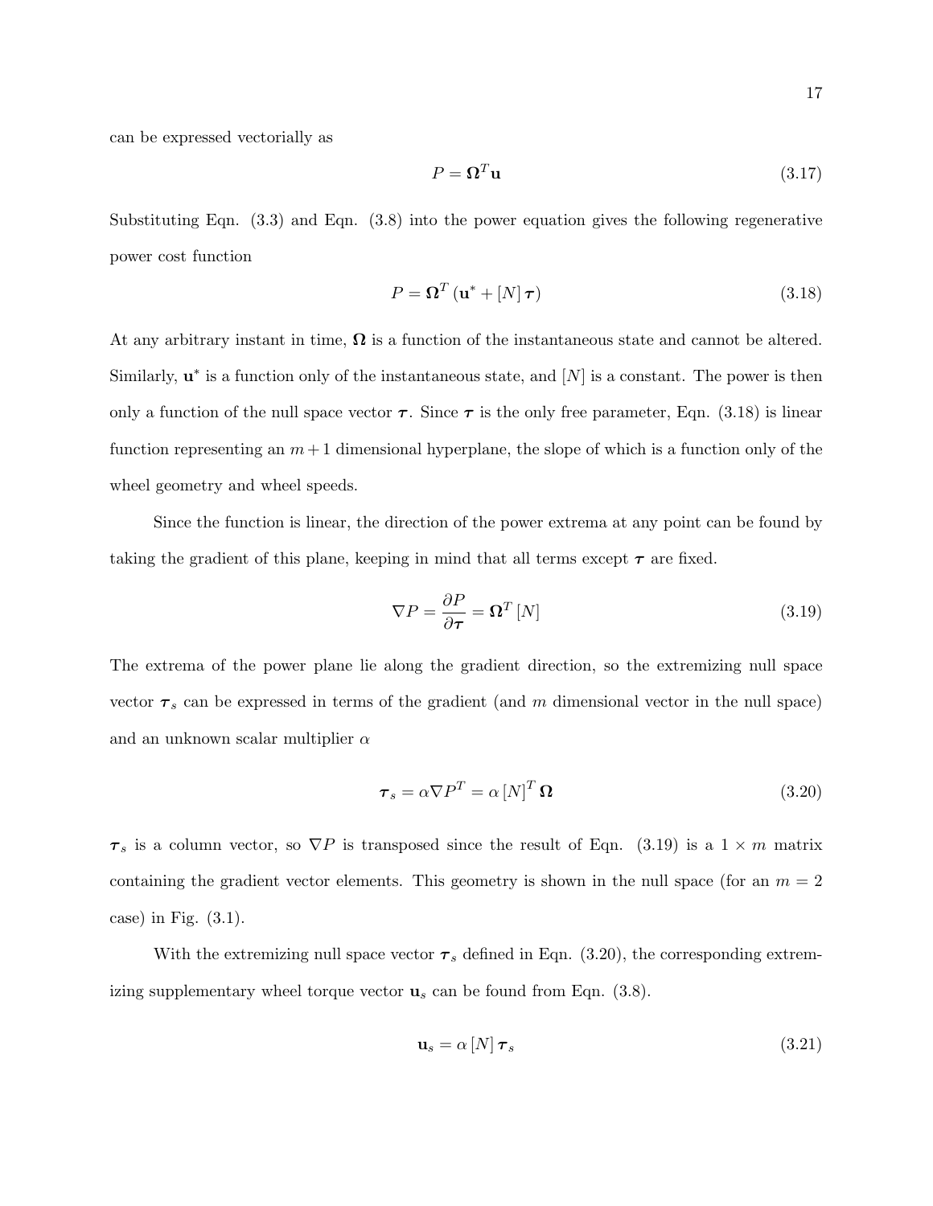can be expressed vectorially as

$$P = \mathbf{\Omega}^T \mathbf{u} \tag{3.17}$$

Substituting Eqn. (3.3) and Eqn. (3.8) into the power equation gives the following regenerative power cost function

$$P = \mathbf{\Omega}^T \left( \mathbf{u}^* + [N] \, \boldsymbol{\tau} \right) \tag{3.18}$$

At any arbitrary instant in time, $\mathbf{\Omega}$ is a function of the instantaneous state and cannot be altered. Similarly, $\mathbf{u}^*$ is a function only of the instantaneous state, and $[N]$ is a constant. The power is then only a function of the null space vector $\boldsymbol{\tau}$. Since $\boldsymbol{\tau}$ is the only free parameter, Eqn. (3.18) is linear function representing an $m+1$ dimensional hyperplane, the slope of which is a function only of the wheel geometry and wheel speeds.

Since the function is linear, the direction of the power extrema at any point can be found by taking the gradient of this plane, keeping in mind that all terms except $\boldsymbol{\tau}$ are fixed.

$$\nabla P = \frac{\partial P}{\partial \boldsymbol{\tau}} = \mathbf{\Omega}^T [N] \tag{3.19}$$

The extrema of the power plane lie along the gradient direction, so the extremizing null space vector $\boldsymbol{\tau}_s$ can be expressed in terms of the gradient (and $m$ dimensional vector in the null space) and an unknown scalar multiplier $\alpha$

$$\boldsymbol{\tau}_s = \alpha \nabla P^T = \alpha \, [N]^T \, \mathbf{\Omega} \tag{3.20}$$

$\boldsymbol{\tau}_s$ is a column vector, so $\nabla P$ is transposed since the result of Eqn. (3.19) is a $1 \times m$ matrix containing the gradient vector elements. This geometry is shown in the null space (for an $m = 2$ case) in Fig. (3.1).

With the extremizing null space vector $\boldsymbol{\tau}_s$ defined in Eqn. (3.20), the corresponding extremizing supplementary wheel torque vector $\mathbf{u}_s$ can be found from Eqn. (3.8).

$$\mathbf{u}_s = \alpha \, [N] \, \boldsymbol{\tau}_s \tag{3.21}$$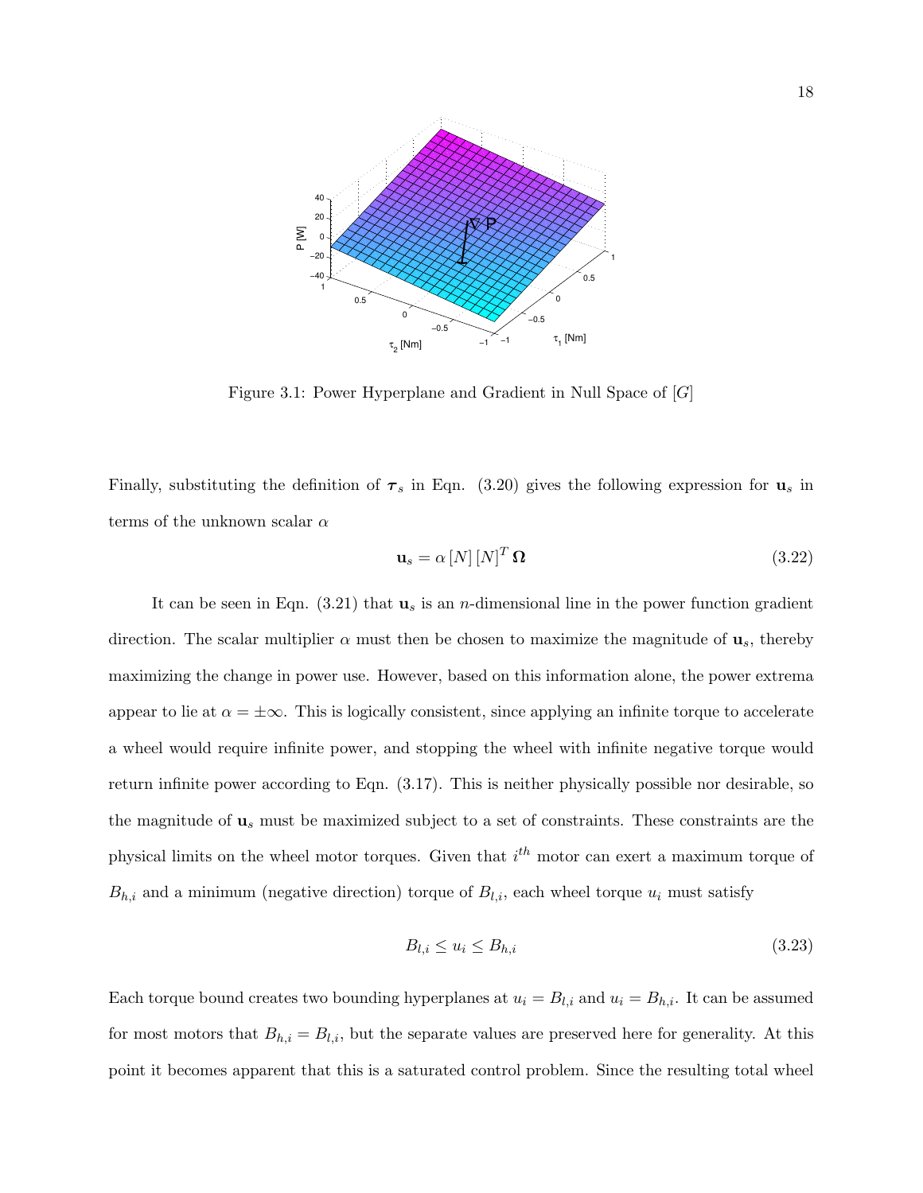Figure 3.1: Power Hyperplane and Gradient in Null Space of $[G]$

Finally, substituting the definition of $\boldsymbol{\tau}_s$ in Eqn. (3.20) gives the following expression for $\mathbf{u}_s$ in terms of the unknown scalar $\alpha$

$$\mathbf{u}_s = \alpha\,[N]\,[N]^T\,\boldsymbol{\Omega} \tag{3.22}$$

It can be seen in Eqn. (3.21) that $\mathbf{u}_s$ is an $n$-dimensional line in the power function gradient direction. The scalar multiplier $\alpha$ must then be chosen to maximize the magnitude of $\mathbf{u}_s$, thereby maximizing the change in power use. However, based on this information alone, the power extrema appear to lie at $\alpha = \pm\infty$. This is logically consistent, since applying an infinite torque to accelerate a wheel would require infinite power, and stopping the wheel with infinite negative torque would return infinite power according to Eqn. (3.17). This is neither physically possible nor desirable, so the magnitude of $\mathbf{u}_s$ must be maximized subject to a set of constraints. These constraints are the physical limits on the wheel motor torques. Given that $i^{th}$ motor can exert a maximum torque of $B_{h,i}$ and a minimum (negative direction) torque of $B_{l,i}$, each wheel torque $u_i$ must satisfy

$$B_{l,i} \leq u_i \leq B_{h,i} \tag{3.23}$$

Each torque bound creates two bounding hyperplanes at $u_i = B_{l,i}$ and $u_i = B_{h,i}$. It can be assumed for most motors that $B_{h,i} = B_{l,i}$, but the separate values are preserved here for generality. At this point it becomes apparent that this is a saturated control problem. Since the resulting total wheel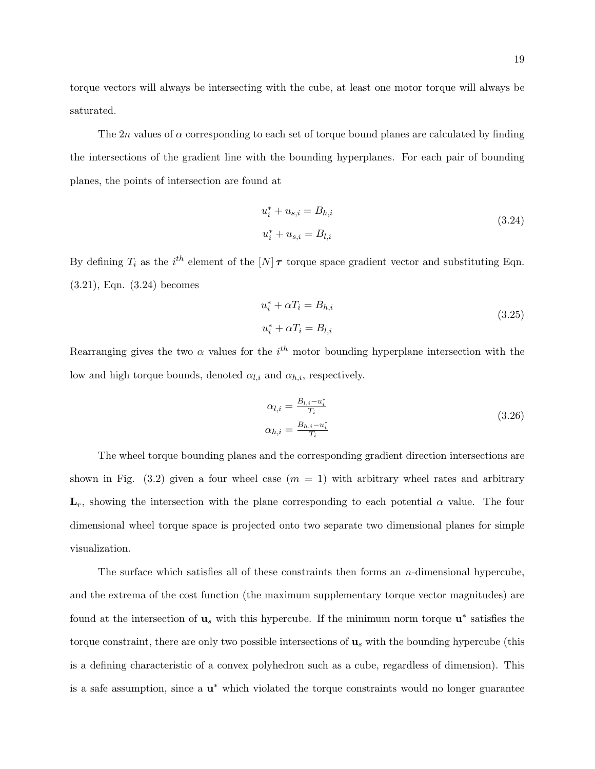torque vectors will always be intersecting with the cube, at least one motor torque will always be saturated.

The $2n$ values of $\alpha$ corresponding to each set of torque bound planes are calculated by finding the intersections of the gradient line with the bounding hyperplanes. For each pair of bounding planes, the points of intersection are found at

$$
\begin{aligned}
u_i^* + u_{s,i} &= B_{h,i} \\
u_i^* + u_{s,i} &= B_{l,i}
\end{aligned}
\tag{3.24}
$$

By defining $T_i$ as the $i^{th}$ element of the $[N]\boldsymbol{\tau}$ torque space gradient vector and substituting Eqn. (3.21), Eqn. (3.24) becomes

$$
\begin{aligned}
u_i^* + \alpha T_i &= B_{h,i} \\
u_i^* + \alpha T_i &= B_{l,i}
\end{aligned}
\tag{3.25}
$$

Rearranging gives the two $\alpha$ values for the $i^{th}$ motor bounding hyperplane intersection with the low and high torque bounds, denoted $\alpha_{l,i}$ and $\alpha_{h,i}$, respectively.

$$
\begin{aligned}
\alpha_{l,i} &= \frac{B_{l,i} - u_i^*}{T_i} \\
\alpha_{h,i} &= \frac{B_{h,i} - u_i^*}{T_i}
\end{aligned}
\tag{3.26}
$$

The wheel torque bounding planes and the corresponding gradient direction intersections are shown in Fig. (3.2) given a four wheel case ($m = 1$) with arbitrary wheel rates and arbitrary $\mathbf{L}_r$, showing the intersection with the plane corresponding to each potential $\alpha$ value. The four dimensional wheel torque space is projected onto two separate two dimensional planes for simple visualization.

The surface which satisfies all of these constraints then forms an $n$-dimensional hypercube, and the extrema of the cost function (the maximum supplementary torque vector magnitudes) are found at the intersection of $\mathbf{u}_s$ with this hypercube. If the minimum norm torque $\mathbf{u}^*$ satisfies the torque constraint, there are only two possible intersections of $\mathbf{u}_s$ with the bounding hypercube (this is a defining characteristic of a convex polyhedron such as a cube, regardless of dimension). This is a safe assumption, since a $\mathbf{u}^*$ which violated the torque constraints would no longer guarantee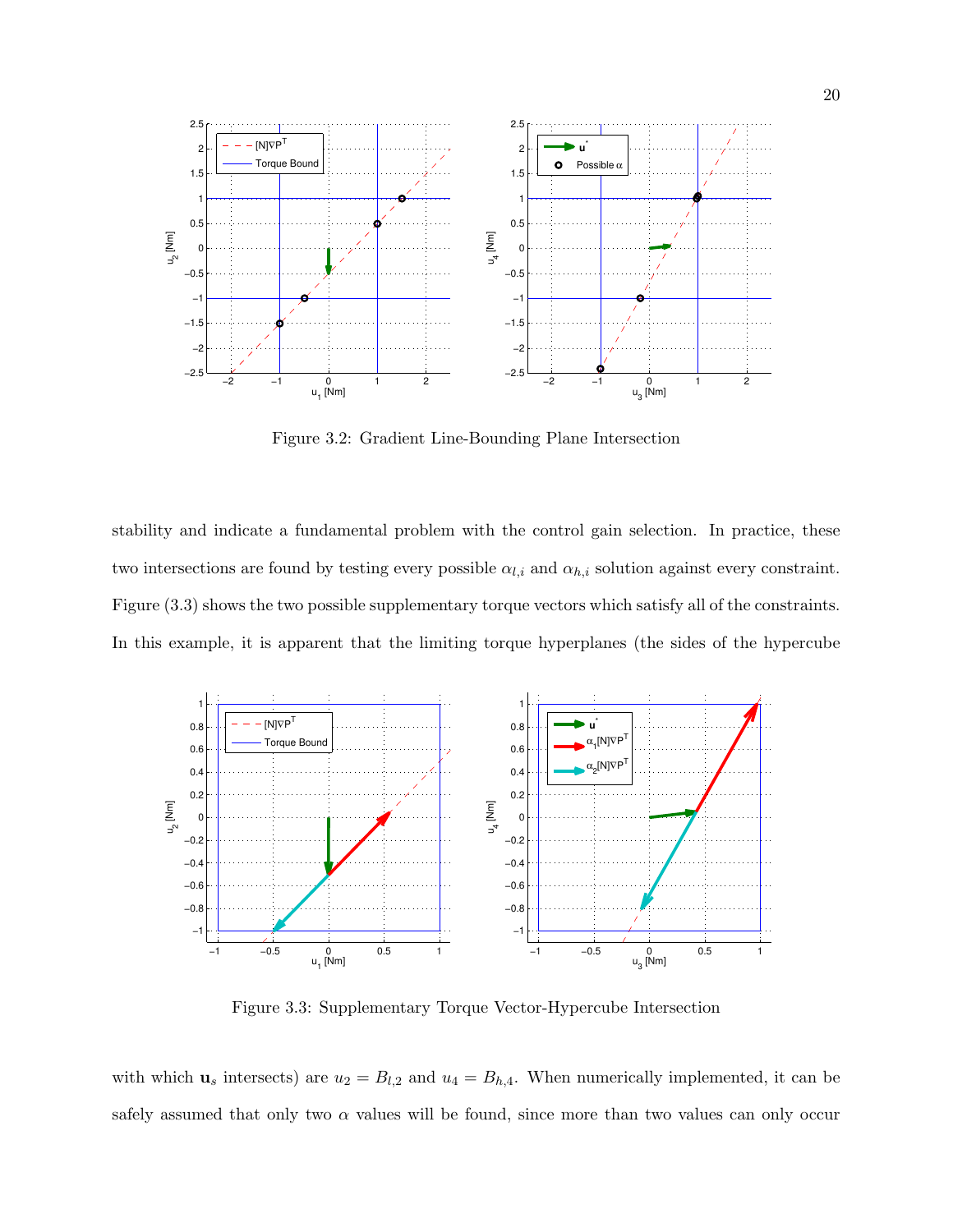Figure 3.2: Gradient Line-Bounding Plane Intersection

stability and indicate a fundamental problem with the control gain selection. In practice, these two intersections are found by testing every possible $\alpha_{l,i}$ and $\alpha_{h,i}$ solution against every constraint. Figure (3.3) shows the two possible supplementary torque vectors which satisfy all of the constraints. In this example, it is apparent that the limiting torque hyperplanes (the sides of the hypercube

Figure 3.3: Supplementary Torque Vector-Hypercube Intersection

with which $\mathbf{u}_s$ intersects) are $u_2 = B_{l,2}$ and $u_4 = B_{h,4}$. When numerically implemented, it can be safely assumed that only two $\alpha$ values will be found, since more than two values can only occur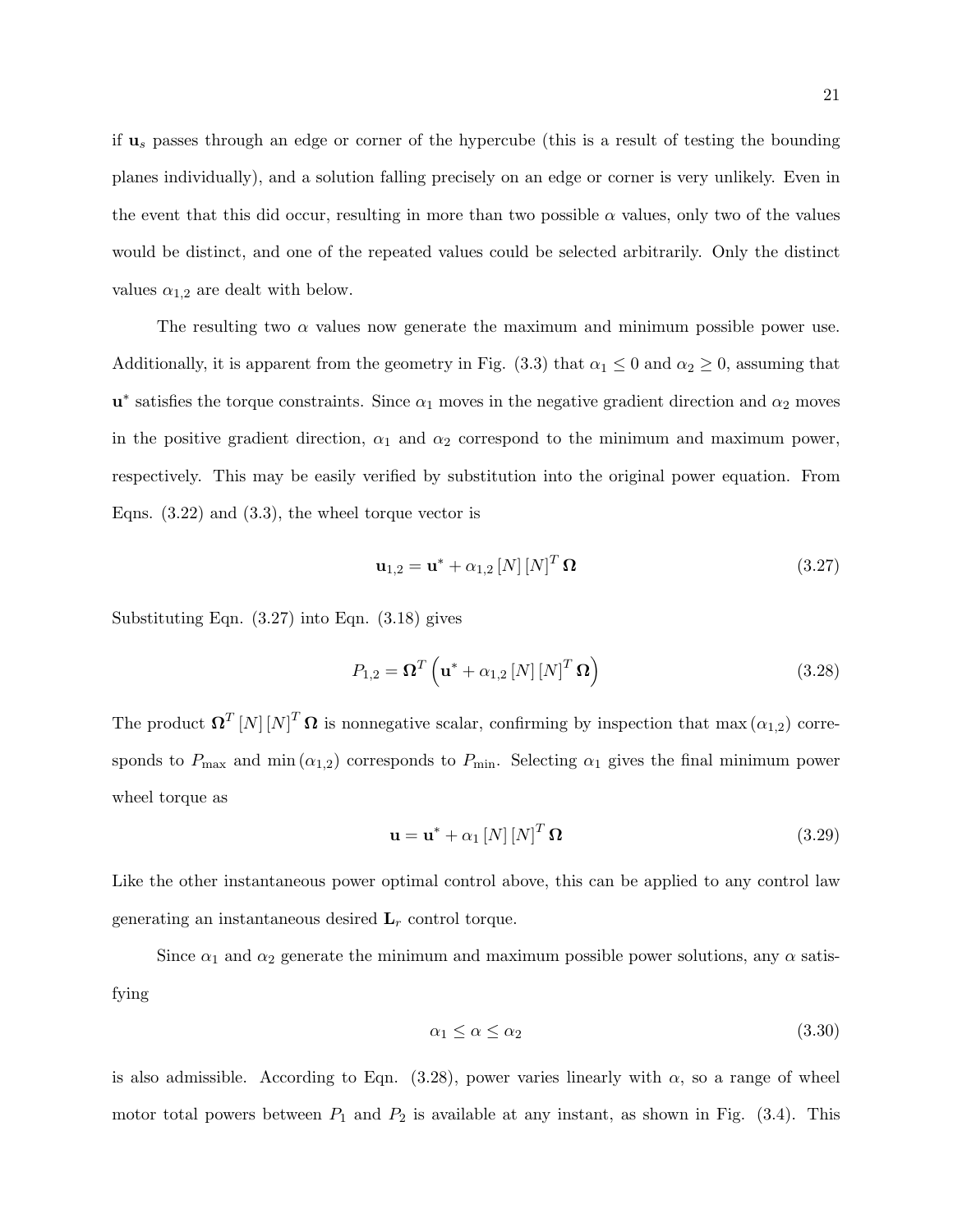if $\mathbf{u}_s$ passes through an edge or corner of the hypercube (this is a result of testing the bounding planes individually), and a solution falling precisely on an edge or corner is very unlikely. Even in the event that this did occur, resulting in more than two possible $\alpha$ values, only two of the values would be distinct, and one of the repeated values could be selected arbitrarily. Only the distinct values $\alpha_{1,2}$ are dealt with below.

The resulting two $\alpha$ values now generate the maximum and minimum possible power use. Additionally, it is apparent from the geometry in Fig. (3.3) that $\alpha_1 \leq 0$ and $\alpha_2 \geq 0$, assuming that $\mathbf{u}^*$ satisfies the torque constraints. Since $\alpha_1$ moves in the negative gradient direction and $\alpha_2$ moves in the positive gradient direction, $\alpha_1$ and $\alpha_2$ correspond to the minimum and maximum power, respectively. This may be easily verified by substitution into the original power equation. From Eqns. (3.22) and (3.3), the wheel torque vector is

$$\mathbf{u}_{1,2} = \mathbf{u}^* + \alpha_{1,2} [N] [N]^T \mathbf{\Omega} \tag{3.27}$$

Substituting Eqn. (3.27) into Eqn. (3.18) gives

$$P_{1,2} = \mathbf{\Omega}^T \left( \mathbf{u}^* + \alpha_{1,2} [N] [N]^T \mathbf{\Omega} \right) \tag{3.28}$$

The product $\mathbf{\Omega}^T [N] [N]^T \mathbf{\Omega}$ is nonnegative scalar, confirming by inspection that $\max(\alpha_{1,2})$ corresponds to $P_{\max}$ and $\min(\alpha_{1,2})$ corresponds to $P_{\min}$. Selecting $\alpha_1$ gives the final minimum power wheel torque as

$$\mathbf{u} = \mathbf{u}^* + \alpha_1 [N] [N]^T \mathbf{\Omega} \tag{3.29}$$

Like the other instantaneous power optimal control above, this can be applied to any control law generating an instantaneous desired $\mathbf{L}_r$ control torque.

Since $\alpha_1$ and $\alpha_2$ generate the minimum and maximum possible power solutions, any $\alpha$ satisfying

$$\alpha_1 \leq \alpha \leq \alpha_2 \tag{3.30}$$

is also admissible. According to Eqn. (3.28), power varies linearly with $\alpha$, so a range of wheel motor total powers between $P_1$ and $P_2$ is available at any instant, as shown in Fig. (3.4). This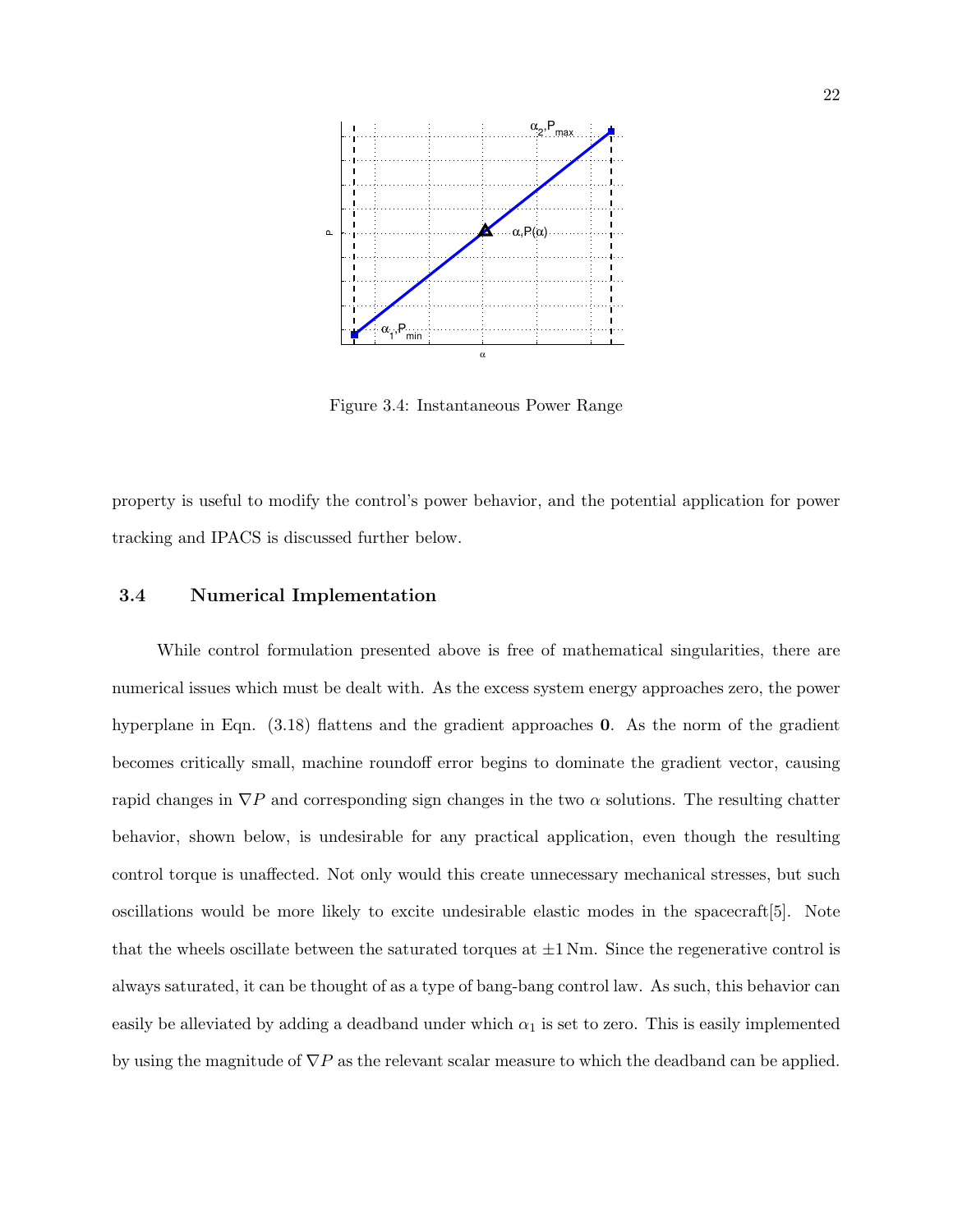Figure 3.4: Instantaneous Power Range

property is useful to modify the control's power behavior, and the potential application for power tracking and IPACS is discussed further below.

## 3.4 Numerical Implementation

While control formulation presented above is free of mathematical singularities, there are numerical issues which must be dealt with. As the excess system energy approaches zero, the power hyperplane in Eqn. (3.18) flattens and the gradient approaches $\mathbf{0}$. As the norm of the gradient becomes critically small, machine roundoff error begins to dominate the gradient vector, causing rapid changes in $\nabla P$ and corresponding sign changes in the two $\alpha$ solutions. The resulting chatter behavior, shown below, is undesirable for any practical application, even though the resulting control torque is unaffected. Not only would this create unnecessary mechanical stresses, but such oscillations would be more likely to excite undesirable elastic modes in the spacecraft[5]. Note that the wheels oscillate between the saturated torques at $\pm 1\,\text{Nm}$. Since the regenerative control is always saturated, it can be thought of as a type of bang-bang control law. As such, this behavior can easily be alleviated by adding a deadband under which $\alpha_1$ is set to zero. This is easily implemented by using the magnitude of $\nabla P$ as the relevant scalar measure to which the deadband can be applied.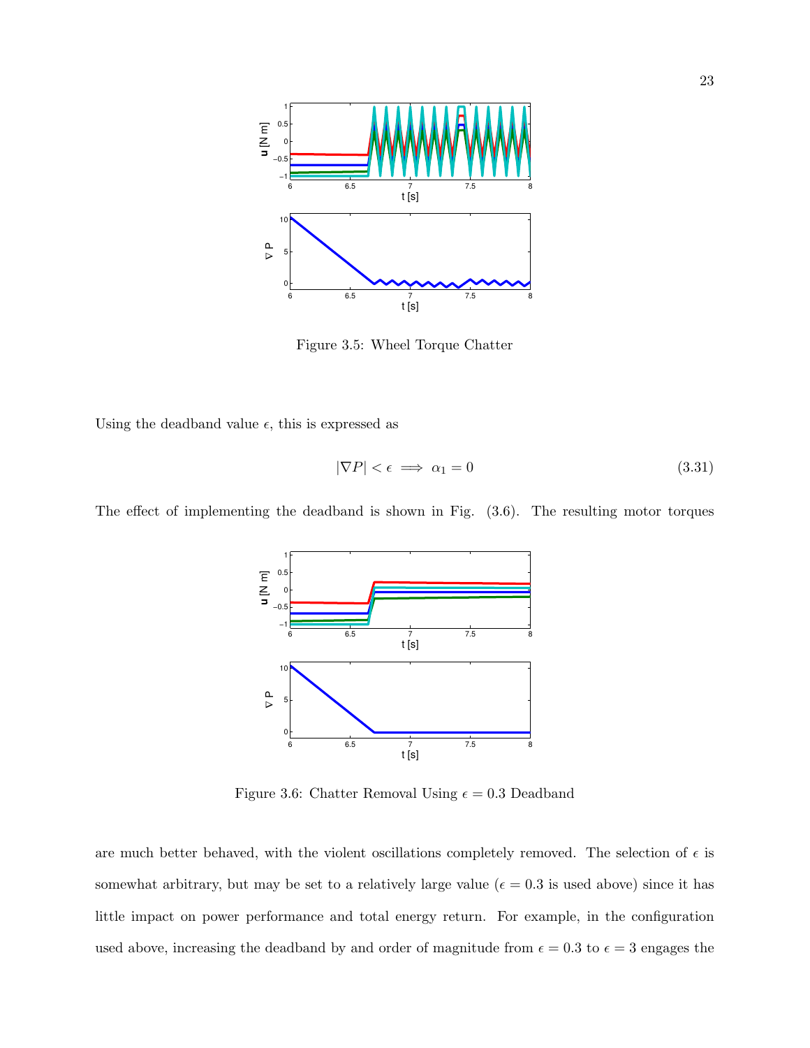Figure 3.5: Wheel Torque Chatter

Using the deadband value $\epsilon$, this is expressed as

$$|\nabla P| < \epsilon \implies \alpha_1 = 0 \tag{3.31}$$

The effect of implementing the deadband is shown in Fig. (3.6). The resulting motor torques

Figure 3.6: Chatter Removal Using $\epsilon = 0.3$ Deadband

are much better behaved, with the violent oscillations completely removed. The selection of $\epsilon$ is somewhat arbitrary, but may be set to a relatively large value ($\epsilon = 0.3$ is used above) since it has little impact on power performance and total energy return. For example, in the configuration used above, increasing the deadband by and order of magnitude from $\epsilon = 0.3$ to $\epsilon = 3$ engages the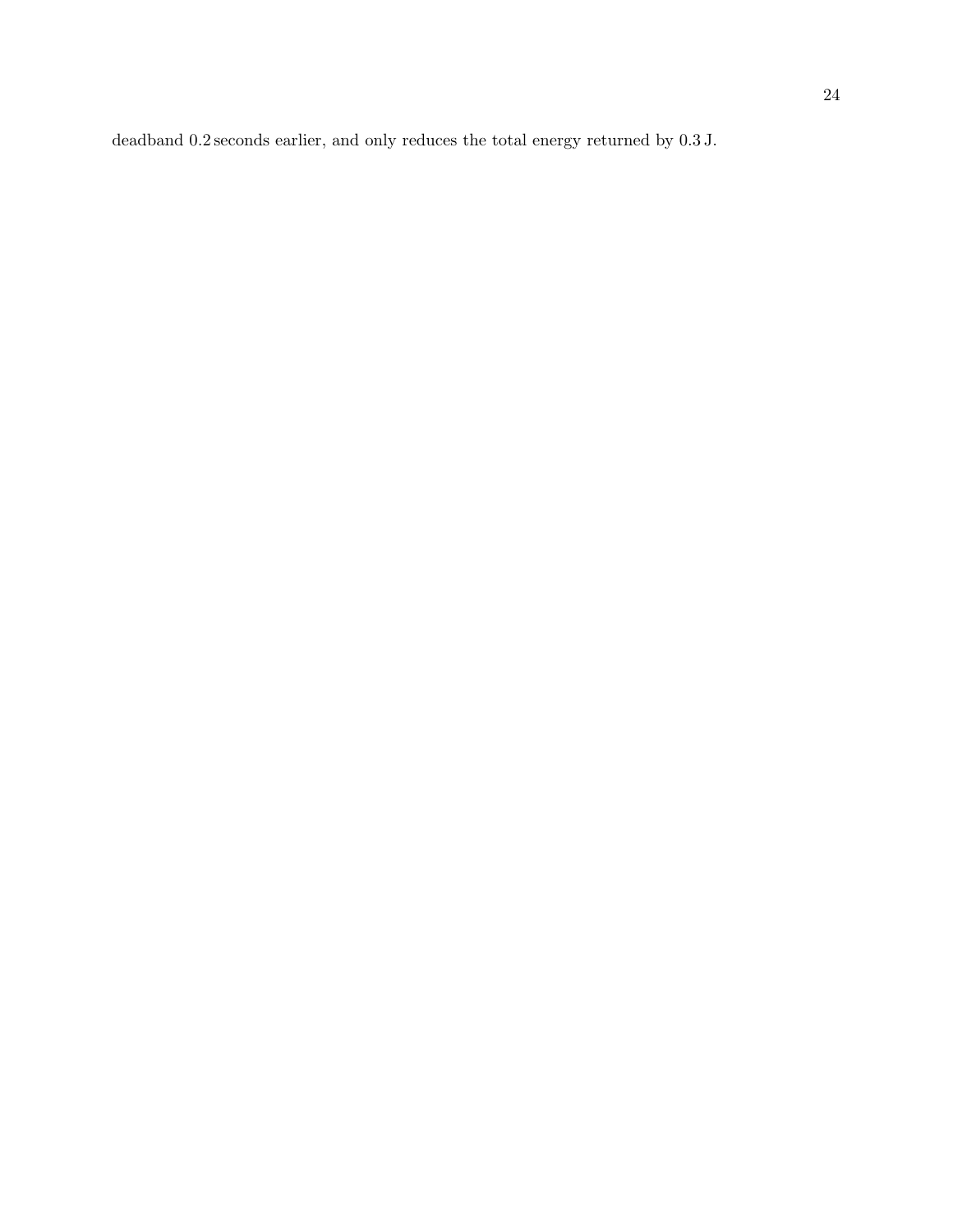deadband 0.2 seconds earlier, and only reduces the total energy returned by 0.3 J.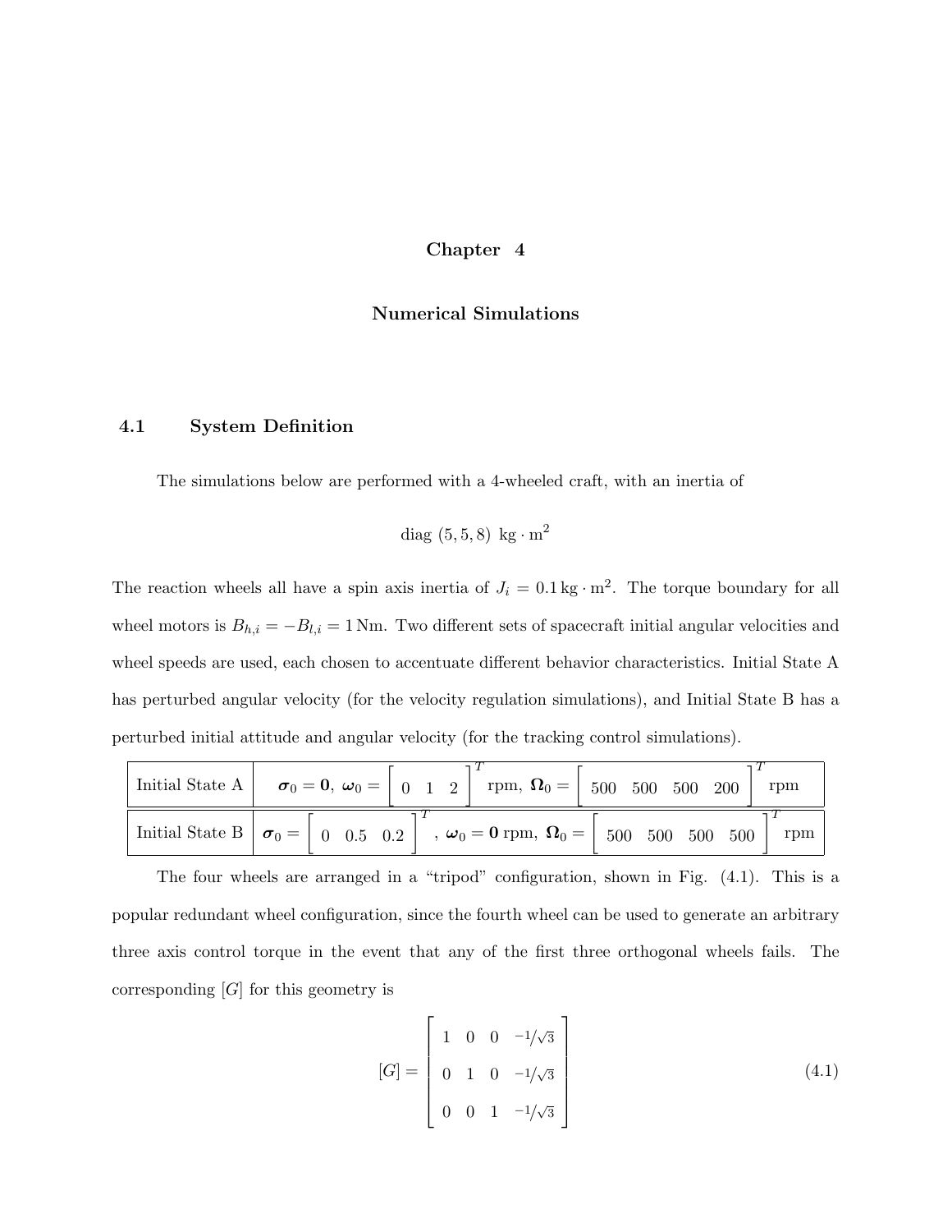# Chapter 4

## Numerical Simulations

### 4.1 System Definition

The simulations below are performed with a 4-wheeled craft, with an inertia of

$$\text{diag}\ (5, 5, 8)\ \text{kg} \cdot \text{m}^2$$

The reaction wheels all have a spin axis inertia of $J_i = 0.1\,\text{kg} \cdot \text{m}^2$. The torque boundary for all wheel motors is $B_{h,i} = -B_{l,i} = 1\,\text{Nm}$. Two different sets of spacecraft initial angular velocities and wheel speeds are used, each chosen to accentuate different behavior characteristics. Initial State A has perturbed angular velocity (for the velocity regulation simulations), and Initial State B has a perturbed initial attitude and angular velocity (for the tracking control simulations).

| | |
|---|---|
| Initial State A | $\boldsymbol{\sigma}_0 = \mathbf{0},\ \boldsymbol{\omega}_0 = \begin{bmatrix} 0 & 1 & 2 \end{bmatrix}^T \text{rpm},\ \boldsymbol{\Omega}_0 = \begin{bmatrix} 500 & 500 & 500 & 200 \end{bmatrix}^T \text{rpm}$ |
| Initial State B | $\boldsymbol{\sigma}_0 = \begin{bmatrix} 0 & 0.5 & 0.2 \end{bmatrix}^T,\ \boldsymbol{\omega}_0 = \mathbf{0}\ \text{rpm},\ \boldsymbol{\Omega}_0 = \begin{bmatrix} 500 & 500 & 500 & 500 \end{bmatrix}^T \text{rpm}$ |

The four wheels are arranged in a "tripod" configuration, shown in Fig. (4.1). This is a popular redundant wheel configuration, since the fourth wheel can be used to generate an arbitrary three axis control torque in the event that any of the first three orthogonal wheels fails. The corresponding $[G]$ for this geometry is

$$[G] = \begin{bmatrix} 1 & 0 & 0 & -1/\sqrt{3} \\ 0 & 1 & 0 & -1/\sqrt{3} \\ 0 & 0 & 1 & -1/\sqrt{3} \end{bmatrix} \tag{4.1}$$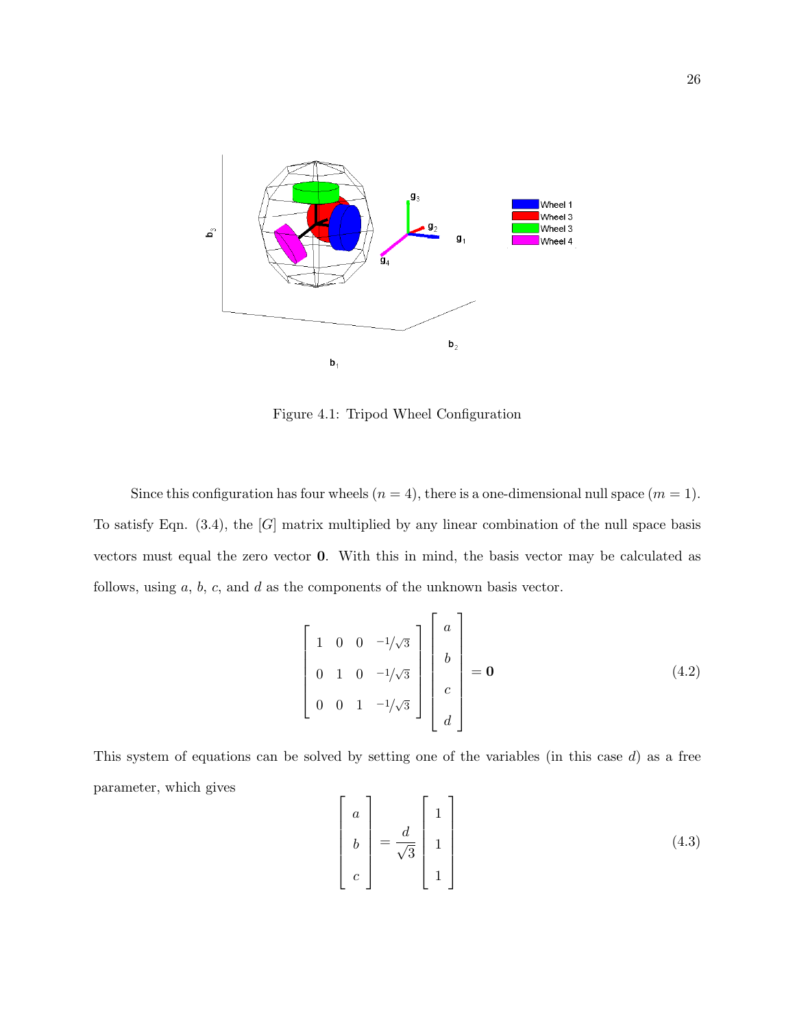Figure 4.1: Tripod Wheel Configuration

Since this configuration has four wheels ($n = 4$), there is a one-dimensional null space ($m = 1$). To satisfy Eqn. (3.4), the $[G]$ matrix multiplied by any linear combination of the null space basis vectors must equal the zero vector $\mathbf{0}$. With this in mind, the basis vector may be calculated as follows, using $a$, $b$, $c$, and $d$ as the components of the unknown basis vector.

$$
\begin{bmatrix} 1 & 0 & 0 & -1/\sqrt{3} \\ 0 & 1 & 0 & -1/\sqrt{3} \\ 0 & 0 & 1 & -1/\sqrt{3} \end{bmatrix} \begin{bmatrix} a \\ b \\ c \\ d \end{bmatrix} = \mathbf{0} \tag{4.2}
$$

This system of equations can be solved by setting one of the variables (in this case $d$) as a free parameter, which gives

$$
\begin{bmatrix} a \\ b \\ c \end{bmatrix} = \frac{d}{\sqrt{3}} \begin{bmatrix} 1 \\ 1 \\ 1 \end{bmatrix} \tag{4.3}
$$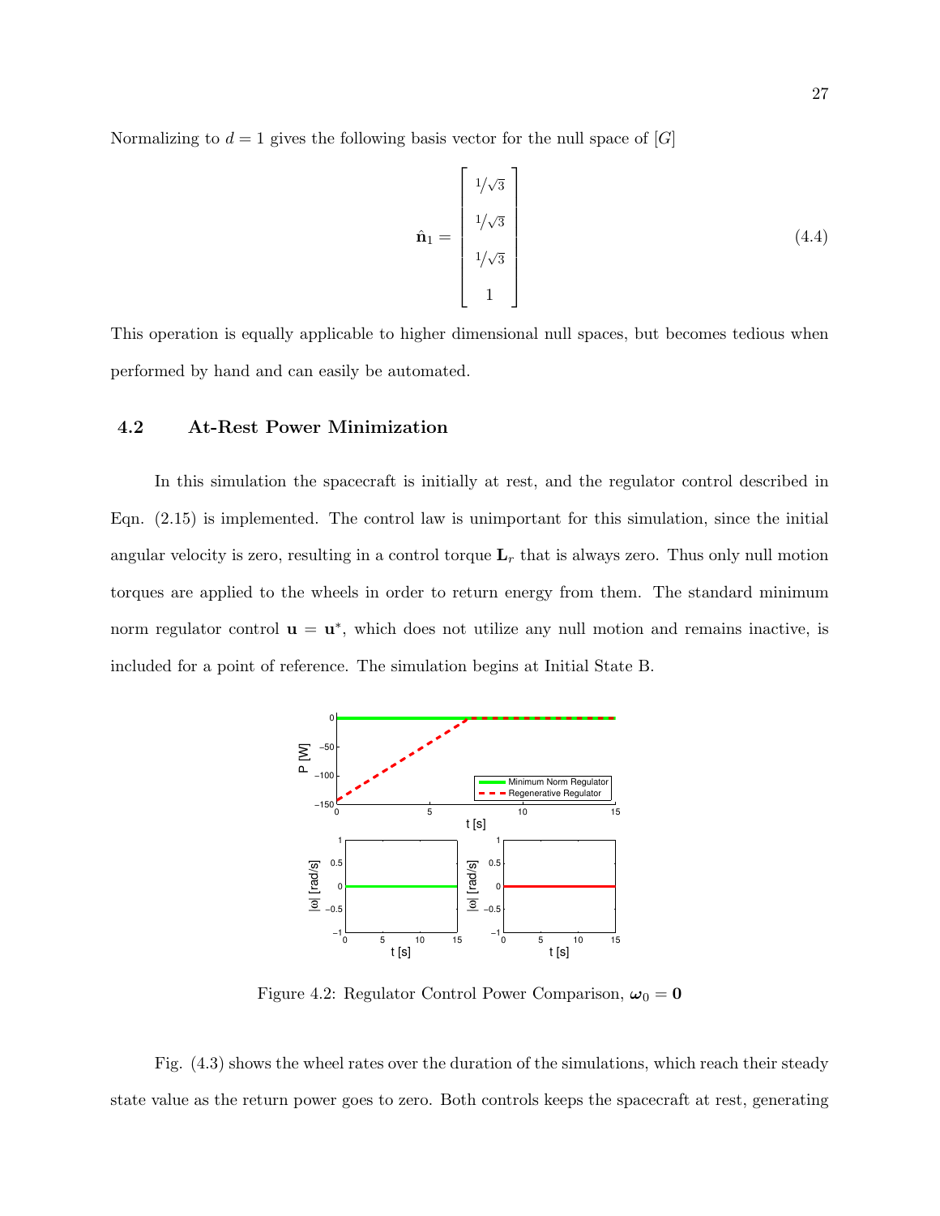Normalizing to $d = 1$ gives the following basis vector for the null space of $[G]$

$$\hat{\mathbf{n}}_1 = \begin{bmatrix} 1/\sqrt{3} \\ 1/\sqrt{3} \\ 1/\sqrt{3} \\ 1 \end{bmatrix} \tag{4.4}$$

This operation is equally applicable to higher dimensional null spaces, but becomes tedious when performed by hand and can easily be automated.

## 4.2 At-Rest Power Minimization

In this simulation the spacecraft is initially at rest, and the regulator control described in Eqn. (2.15) is implemented. The control law is unimportant for this simulation, since the initial angular velocity is zero, resulting in a control torque $\mathbf{L}_r$ that is always zero. Thus only null motion torques are applied to the wheels in order to return energy from them. The standard minimum norm regulator control $\mathbf{u} = \mathbf{u}^*$, which does not utilize any null motion and remains inactive, is included for a point of reference. The simulation begins at Initial State B.

Figure 4.2: Regulator Control Power Comparison, $\boldsymbol{\omega}_0 = \mathbf{0}$

Fig. (4.3) shows the wheel rates over the duration of the simulations, which reach their steady state value as the return power goes to zero. Both controls keeps the spacecraft at rest, generating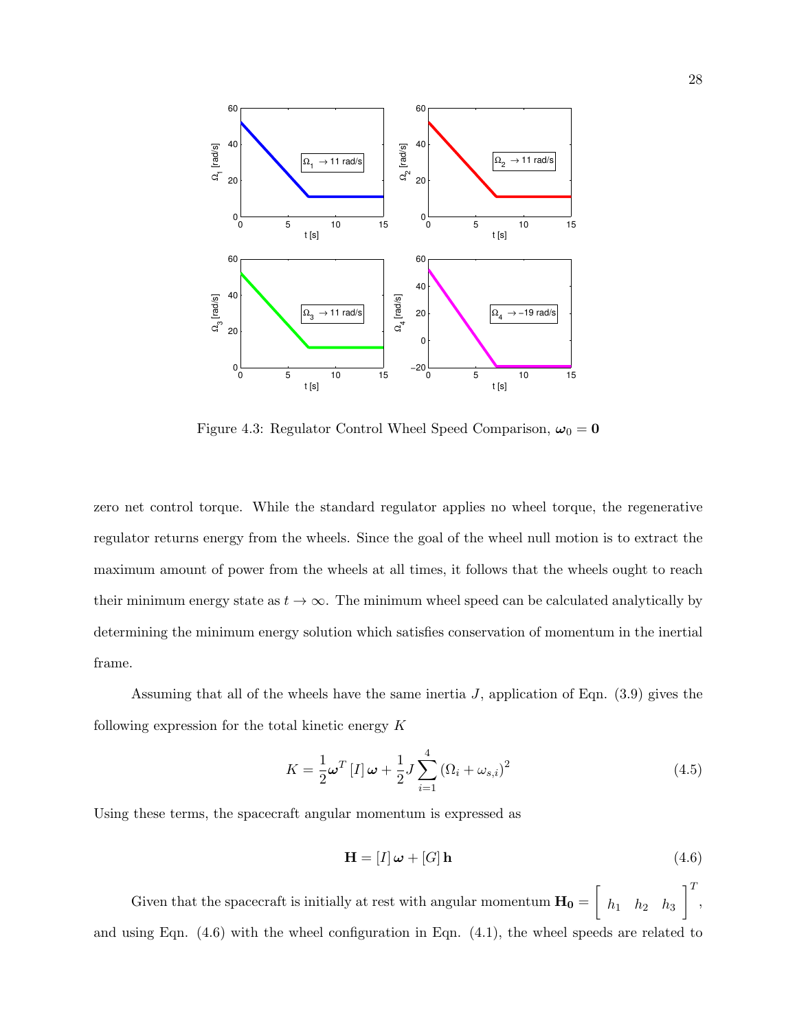Figure 4.3: Regulator Control Wheel Speed Comparison, $\boldsymbol{\omega}_0 = \mathbf{0}$

zero net control torque. While the standard regulator applies no wheel torque, the regenerative regulator returns energy from the wheels. Since the goal of the wheel null motion is to extract the maximum amount of power from the wheels at all times, it follows that the wheels ought to reach their minimum energy state as $t \to \infty$. The minimum wheel speed can be calculated analytically by determining the minimum energy solution which satisfies conservation of momentum in the inertial frame.

Assuming that all of the wheels have the same inertia $J$, application of Eqn. (3.9) gives the following expression for the total kinetic energy $K$

$$K = \frac{1}{2}\boldsymbol{\omega}^T [I] \boldsymbol{\omega} + \frac{1}{2} J \sum_{i=1}^{4} (\Omega_i + \omega_{s,i})^2 \tag{4.5}$$

Using these terms, the spacecraft angular momentum is expressed as

$$\mathbf{H} = [I] \boldsymbol{\omega} + [G] \mathbf{h} \tag{4.6}$$

Given that the spacecraft is initially at rest with angular momentum $\mathbf{H_0} = \begin{bmatrix} h_1 & h_2 & h_3 \end{bmatrix}^T$, and using Eqn. (4.6) with the wheel configuration in Eqn. (4.1), the wheel speeds are related to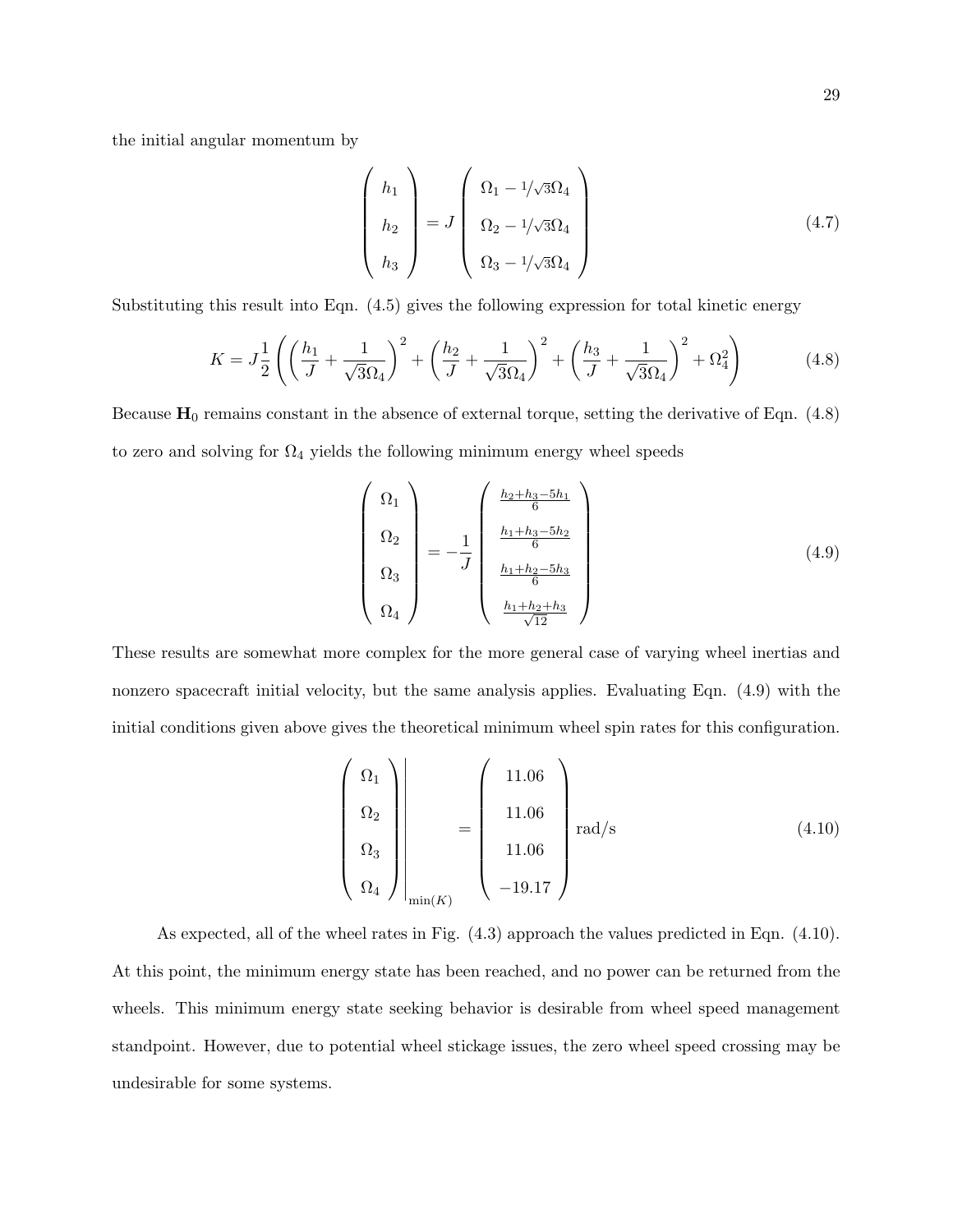the initial angular momentum by

$$
\begin{pmatrix} h_1 \\ h_2 \\ h_3 \end{pmatrix} = J \begin{pmatrix} \Omega_1 - {}^1\!/\!\sqrt{3}\Omega_4 \\ \Omega_2 - {}^1\!/\!\sqrt{3}\Omega_4 \\ \Omega_3 - {}^1\!/\!\sqrt{3}\Omega_4 \end{pmatrix} \tag{4.7}
$$

Substituting this result into Eqn. (4.5) gives the following expression for total kinetic energy

$$
K = J\frac{1}{2}\left(\left(\frac{h_1}{J} + \frac{1}{\sqrt{3}\Omega_4}\right)^2 + \left(\frac{h_2}{J} + \frac{1}{\sqrt{3}\Omega_4}\right)^2 + \left(\frac{h_3}{J} + \frac{1}{\sqrt{3}\Omega_4}\right)^2 + \Omega_4^2\right) \tag{4.8}
$$

Because $\mathbf{H}_0$ remains constant in the absence of external torque, setting the derivative of Eqn. (4.8) to zero and solving for $\Omega_4$ yields the following minimum energy wheel speeds

$$
\begin{pmatrix} \Omega_1 \\ \Omega_2 \\ \Omega_3 \\ \Omega_4 \end{pmatrix} = -\frac{1}{J} \begin{pmatrix} \frac{h_2+h_3-5h_1}{6} \\ \frac{h_1+h_3-5h_2}{6} \\ \frac{h_1+h_2-5h_3}{6} \\ \frac{h_1+h_2+h_3}{\sqrt{12}} \end{pmatrix} \tag{4.9}
$$

These results are somewhat more complex for the more general case of varying wheel inertias and nonzero spacecraft initial velocity, but the same analysis applies. Evaluating Eqn. (4.9) with the initial conditions given above gives the theoretical minimum wheel spin rates for this configuration.

$$
\left.\begin{pmatrix} \Omega_1 \\ \Omega_2 \\ \Omega_3 \\ \Omega_4 \end{pmatrix}\right|_{\min(K)} = \begin{pmatrix} 11.06 \\ 11.06 \\ 11.06 \\ -19.17 \end{pmatrix} \text{rad/s} \tag{4.10}
$$

As expected, all of the wheel rates in Fig. (4.3) approach the values predicted in Eqn. (4.10). At this point, the minimum energy state has been reached, and no power can be returned from the wheels. This minimum energy state seeking behavior is desirable from wheel speed management standpoint. However, due to potential wheel stickage issues, the zero wheel speed crossing may be undesirable for some systems.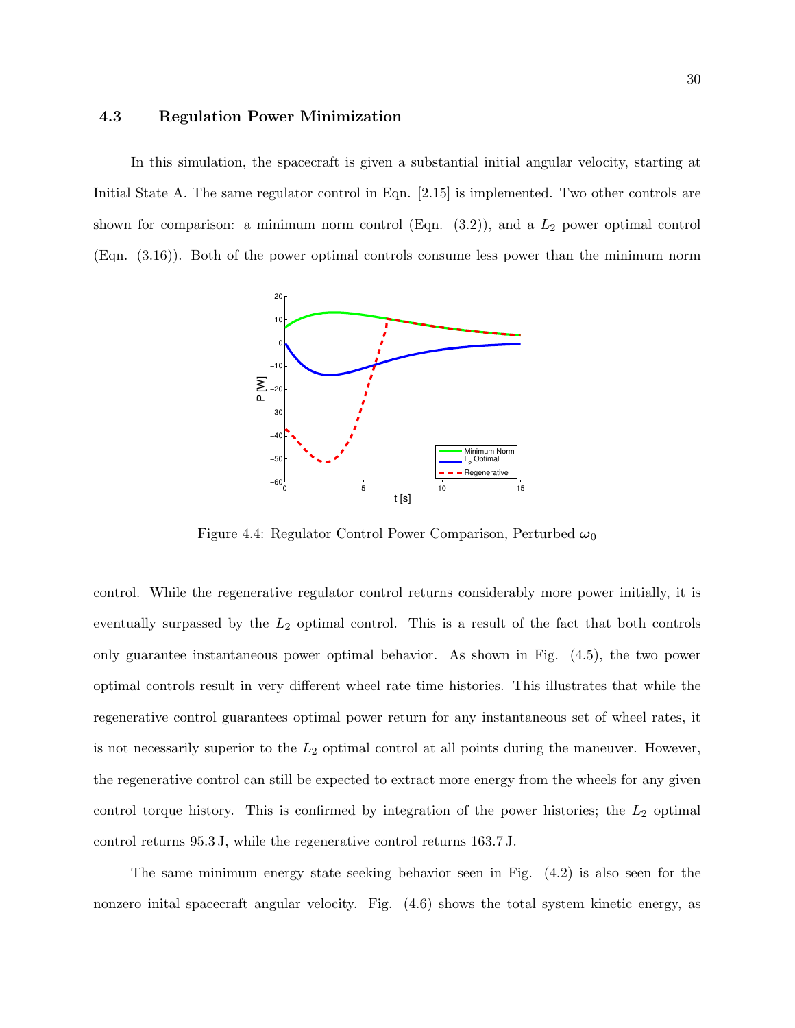### 4.3 Regulation Power Minimization

In this simulation, the spacecraft is given a substantial initial angular velocity, starting at Initial State A. The same regulator control in Eqn. [2.15] is implemented. Two other controls are shown for comparison: a minimum norm control (Eqn. (3.2)), and a $L_2$ power optimal control (Eqn. (3.16)). Both of the power optimal controls consume less power than the minimum norm

Figure 4.4: Regulator Control Power Comparison, Perturbed $\boldsymbol{\omega}_0$

control. While the regenerative regulator control returns considerably more power initially, it is eventually surpassed by the $L_2$ optimal control. This is a result of the fact that both controls only guarantee instantaneous power optimal behavior. As shown in Fig. (4.5), the two power optimal controls result in very different wheel rate time histories. This illustrates that while the regenerative control guarantees optimal power return for any instantaneous set of wheel rates, it is not necessarily superior to the $L_2$ optimal control at all points during the maneuver. However, the regenerative control can still be expected to extract more energy from the wheels for any given control torque history. This is confirmed by integration of the power histories; the $L_2$ optimal control returns 95.3 J, while the regenerative control returns 163.7 J.

The same minimum energy state seeking behavior seen in Fig. (4.2) is also seen for the nonzero inital spacecraft angular velocity. Fig. (4.6) shows the total system kinetic energy, as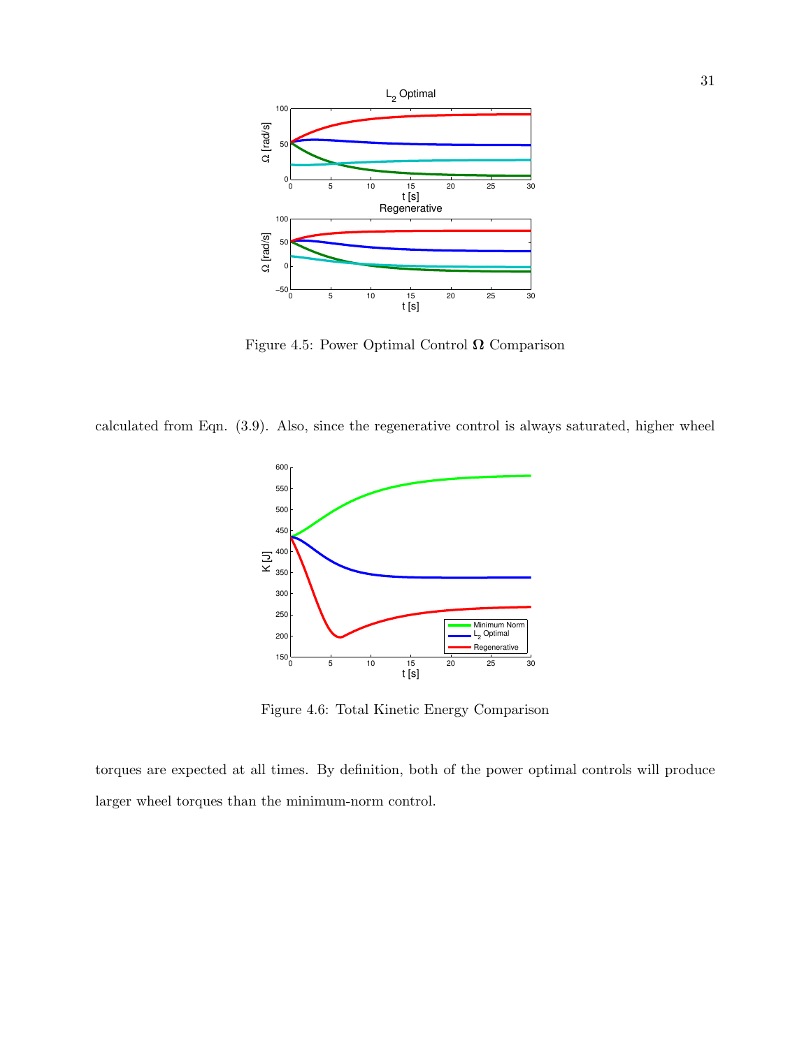Figure 4.5: Power Optimal Control $\boldsymbol{\Omega}$ Comparison

calculated from Eqn. (3.9). Also, since the regenerative control is always saturated, higher wheel

Figure 4.6: Total Kinetic Energy Comparison

torques are expected at all times. By definition, both of the power optimal controls will produce larger wheel torques than the minimum-norm control.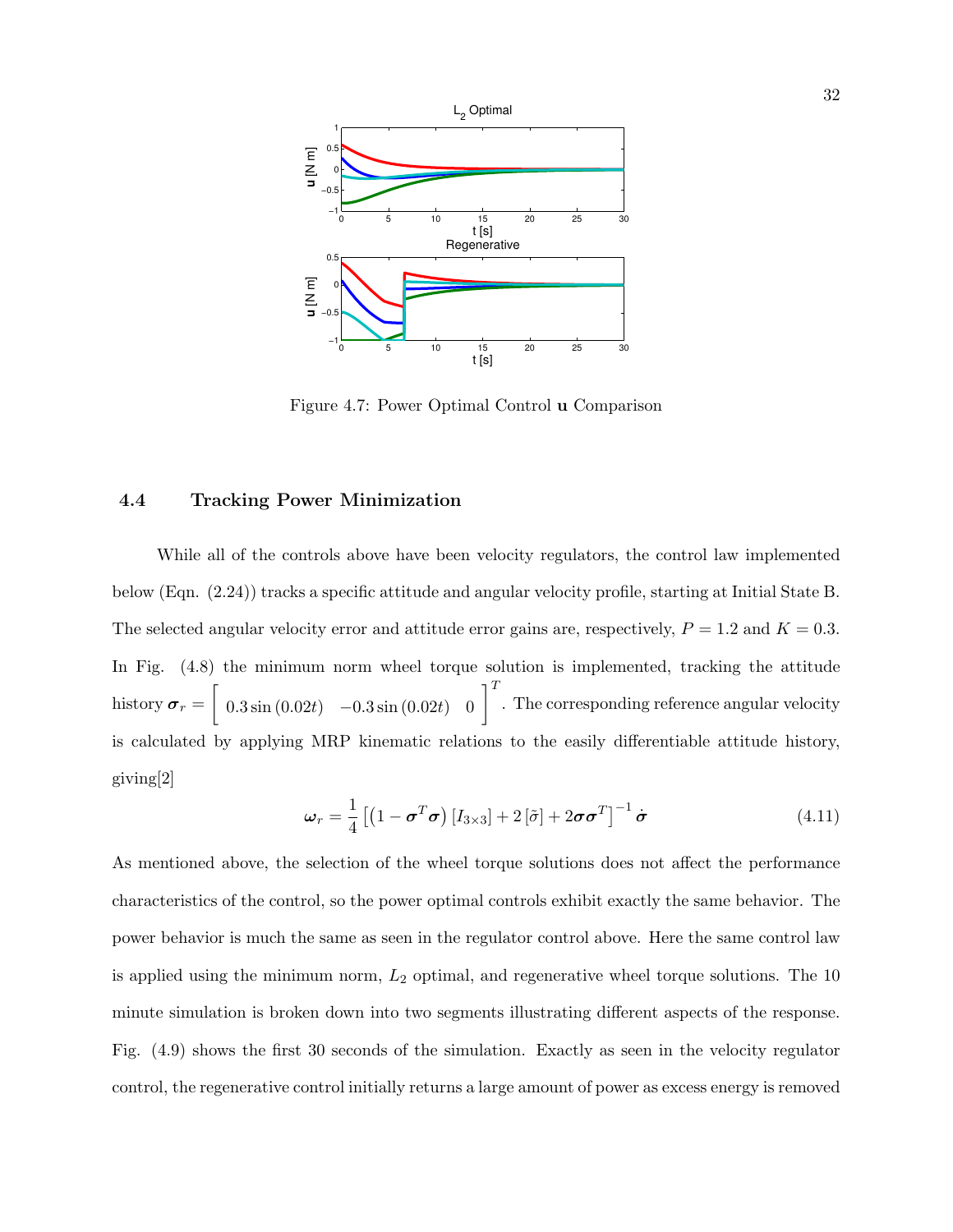Figure 4.7: Power Optimal Control **u** Comparison

### 4.4 Tracking Power Minimization

While all of the controls above have been velocity regulators, the control law implemented below (Eqn. (2.24)) tracks a specific attitude and angular velocity profile, starting at Initial State B. The selected angular velocity error and attitude error gains are, respectively, $P = 1.2$ and $K = 0.3$. In Fig. (4.8) the minimum norm wheel torque solution is implemented, tracking the attitude history $\boldsymbol{\sigma}_r = \begin{bmatrix} 0.3\sin(0.02t) & -0.3\sin(0.02t) & 0 \end{bmatrix}^T$. The corresponding reference angular velocity is calculated by applying MRP kinematic relations to the easily differentiable attitude history, giving[2]

$$\boldsymbol{\omega}_r = \frac{1}{4}\left[\left(1 - \boldsymbol{\sigma}^T\boldsymbol{\sigma}\right)[I_{3\times3}] + 2\,[\tilde{\sigma}] + 2\boldsymbol{\sigma}\boldsymbol{\sigma}^T\right]^{-1}\dot{\boldsymbol{\sigma}} \tag{4.11}$$

As mentioned above, the selection of the wheel torque solutions does not affect the performance characteristics of the control, so the power optimal controls exhibit exactly the same behavior. The power behavior is much the same as seen in the regulator control above. Here the same control law is applied using the minimum norm, $L_2$ optimal, and regenerative wheel torque solutions. The 10 minute simulation is broken down into two segments illustrating different aspects of the response. Fig. (4.9) shows the first 30 seconds of the simulation. Exactly as seen in the velocity regulator control, the regenerative control initially returns a large amount of power as excess energy is removed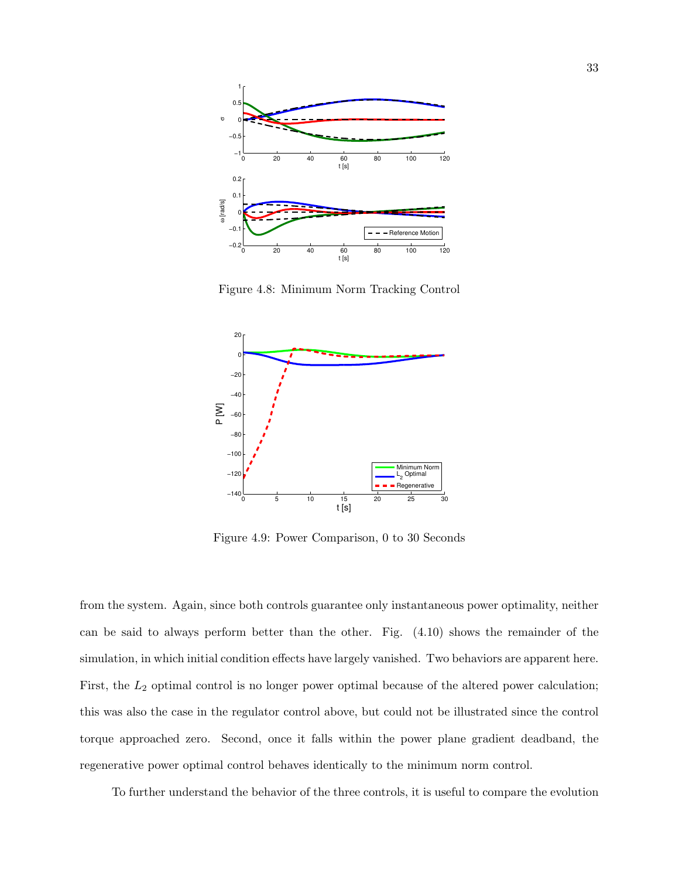Figure 4.8: Minimum Norm Tracking Control

Figure 4.9: Power Comparison, 0 to 30 Seconds

from the system. Again, since both controls guarantee only instantaneous power optimality, neither can be said to always perform better than the other. Fig. (4.10) shows the remainder of the simulation, in which initial condition effects have largely vanished. Two behaviors are apparent here. First, the $L_2$ optimal control is no longer power optimal because of the altered power calculation; this was also the case in the regulator control above, but could not be illustrated since the control torque approached zero. Second, once it falls within the power plane gradient deadband, the regenerative power optimal control behaves identically to the minimum norm control.

To further understand the behavior of the three controls, it is useful to compare the evolution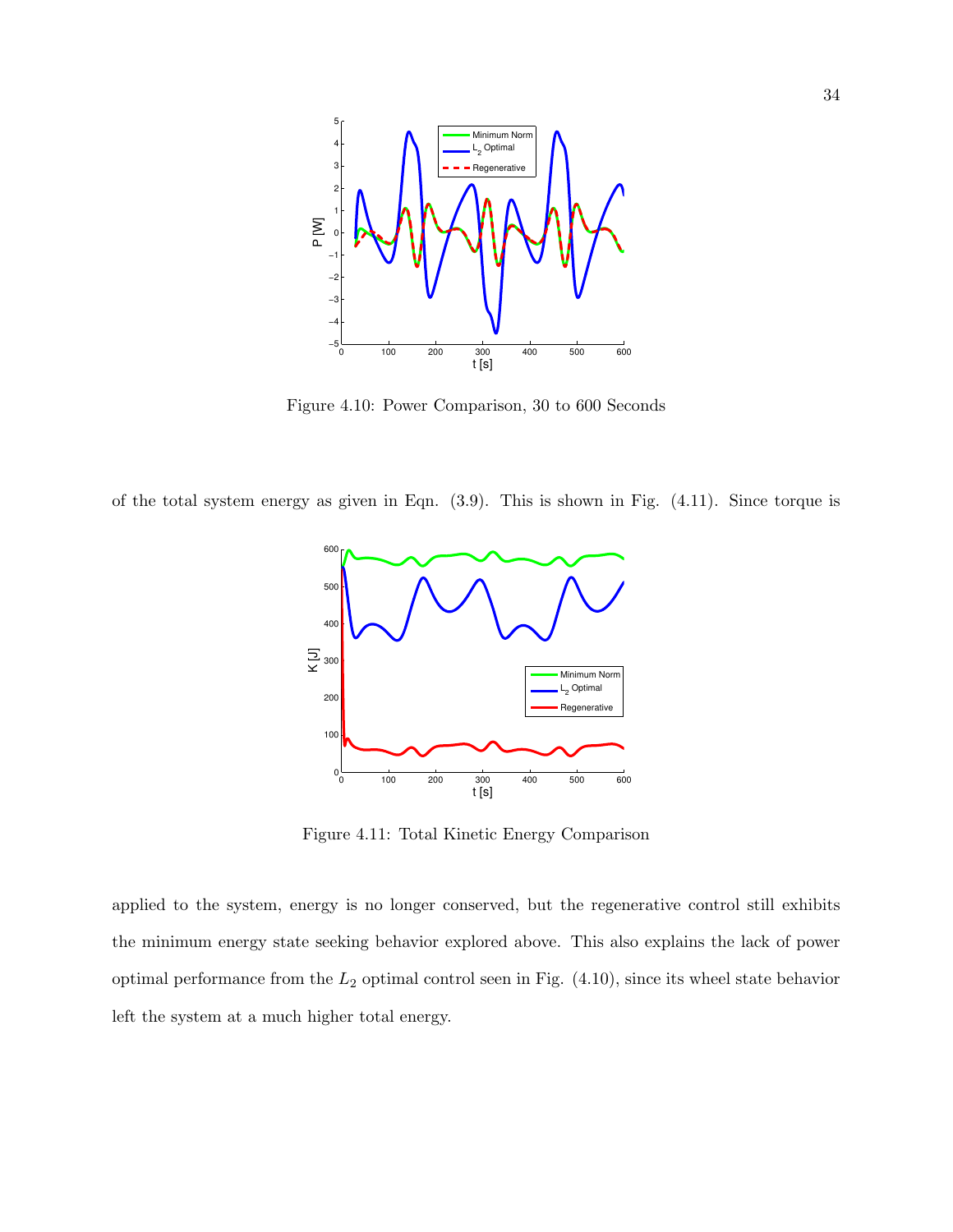Figure 4.10: Power Comparison, 30 to 600 Seconds

of the total system energy as given in Eqn. (3.9). This is shown in Fig. (4.11). Since torque is

Figure 4.11: Total Kinetic Energy Comparison

applied to the system, energy is no longer conserved, but the regenerative control still exhibits the minimum energy state seeking behavior explored above. This also explains the lack of power optimal performance from the $L_2$ optimal control seen in Fig. (4.10), since its wheel state behavior left the system at a much higher total energy.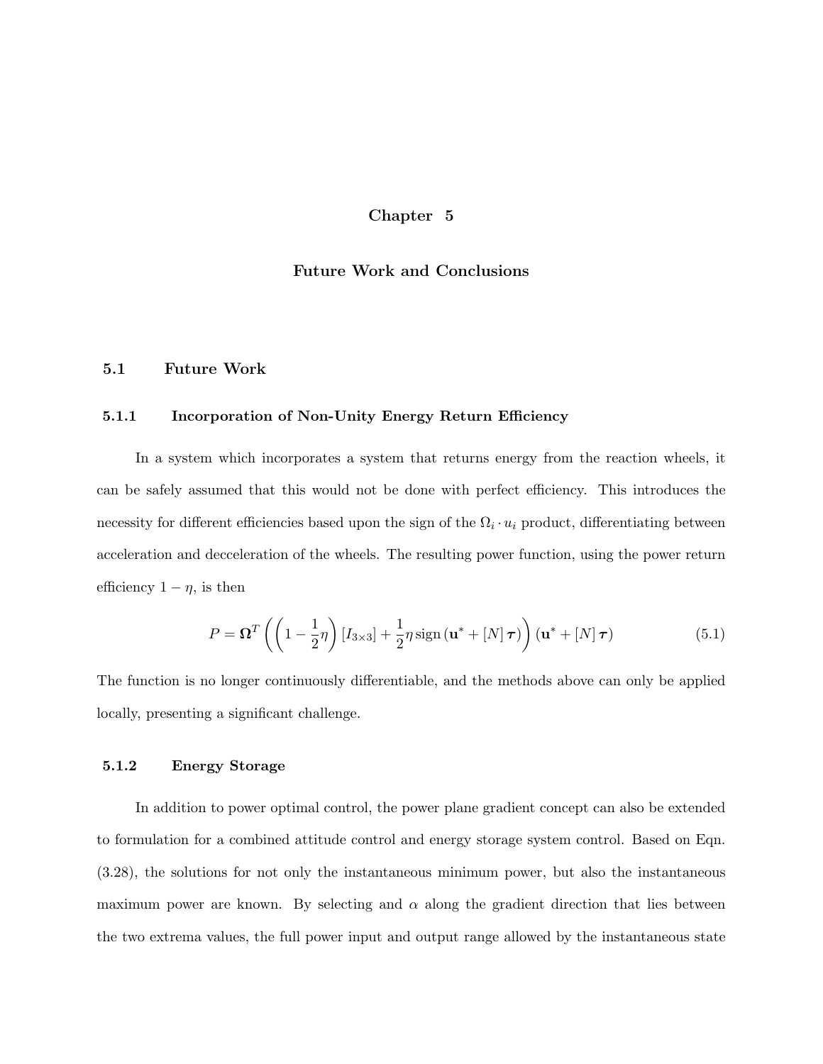# Chapter 5

# Future Work and Conclusions

## 5.1 Future Work

### 5.1.1 Incorporation of Non-Unity Energy Return Efficiency

In a system which incorporates a system that returns energy from the reaction wheels, it can be safely assumed that this would not be done with perfect efficiency. This introduces the necessity for different efficiencies based upon the sign of the $\Omega_i \cdot u_i$ product, differentiating between acceleration and decceleration of the wheels. The resulting power function, using the power return efficiency $1 - \eta$, is then

$$P = \mathbf{\Omega}^T \left( \left( 1 - \frac{1}{2}\eta \right) [I_{3\times3}] + \frac{1}{2}\eta \, \text{sign} \left( \mathbf{u}^* + [N] \boldsymbol{\tau} \right) \right) \left( \mathbf{u}^* + [N] \boldsymbol{\tau} \right) \tag{5.1}$$

The function is no longer continuously differentiable, and the methods above can only be applied locally, presenting a significant challenge.

### 5.1.2 Energy Storage

In addition to power optimal control, the power plane gradient concept can also be extended to formulation for a combined attitude control and energy storage system control. Based on Eqn. (3.28), the solutions for not only the instantaneous minimum power, but also the instantaneous maximum power are known. By selecting and $\alpha$ along the gradient direction that lies between the two extrema values, the full power input and output range allowed by the instantaneous state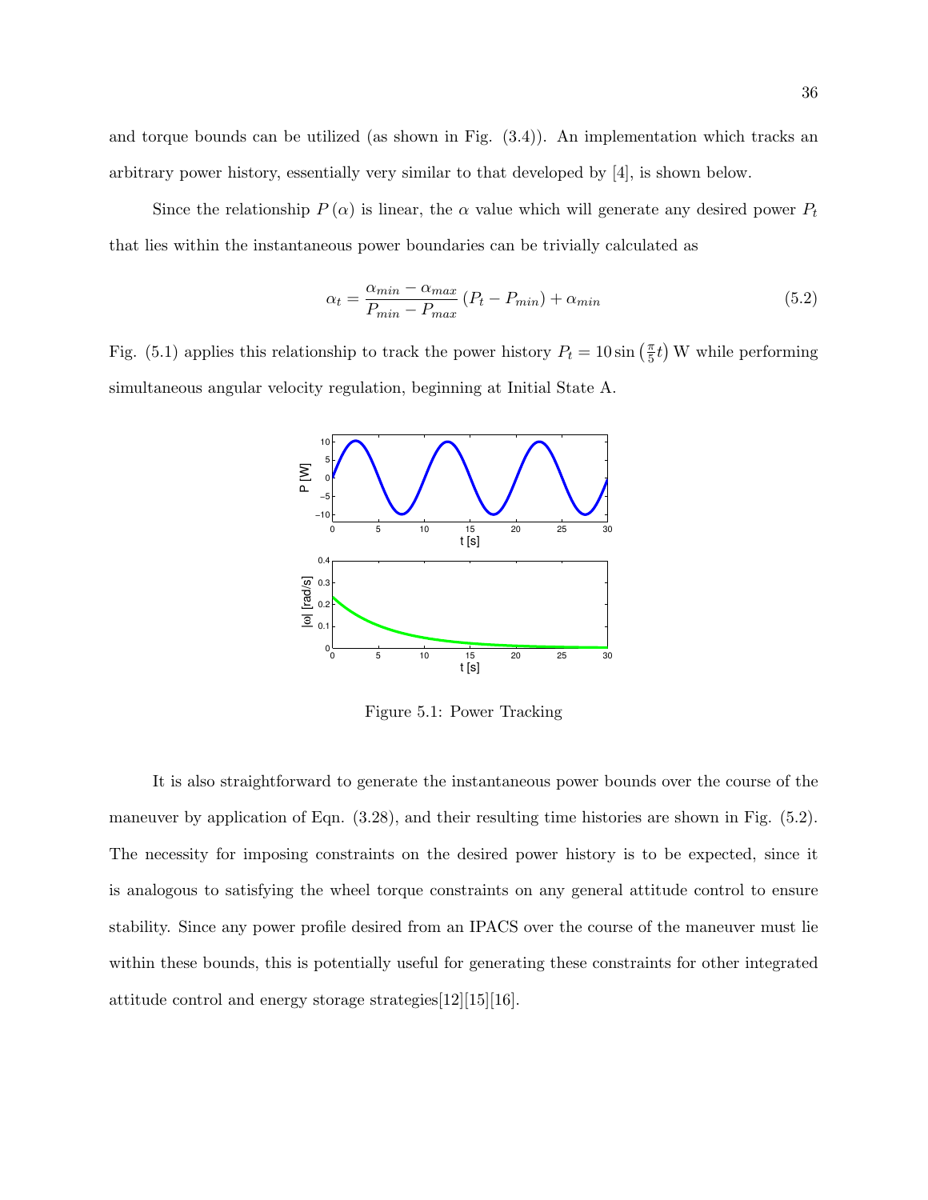and torque bounds can be utilized (as shown in Fig. (3.4)). An implementation which tracks an arbitrary power history, essentially very similar to that developed by [4], is shown below.

Since the relationship $P(\alpha)$ is linear, the $\alpha$ value which will generate any desired power $P_t$ that lies within the instantaneous power boundaries can be trivially calculated as

$$\alpha_t = \frac{\alpha_{min} - \alpha_{max}}{P_{min} - P_{max}} \left(P_t - P_{min}\right) + \alpha_{min} \tag{5.2}$$

Fig. (5.1) applies this relationship to track the power history $P_t = 10 \sin\left(\frac{\pi}{5}t\right)$ W while performing simultaneous angular velocity regulation, beginning at Initial State A.

Figure 5.1: Power Tracking

It is also straightforward to generate the instantaneous power bounds over the course of the maneuver by application of Eqn. (3.28), and their resulting time histories are shown in Fig. (5.2). The necessity for imposing constraints on the desired power history is to be expected, since it is analogous to satisfying the wheel torque constraints on any general attitude control to ensure stability. Since any power profile desired from an IPACS over the course of the maneuver must lie within these bounds, this is potentially useful for generating these constraints for other integrated attitude control and energy storage strategies[12][15][16].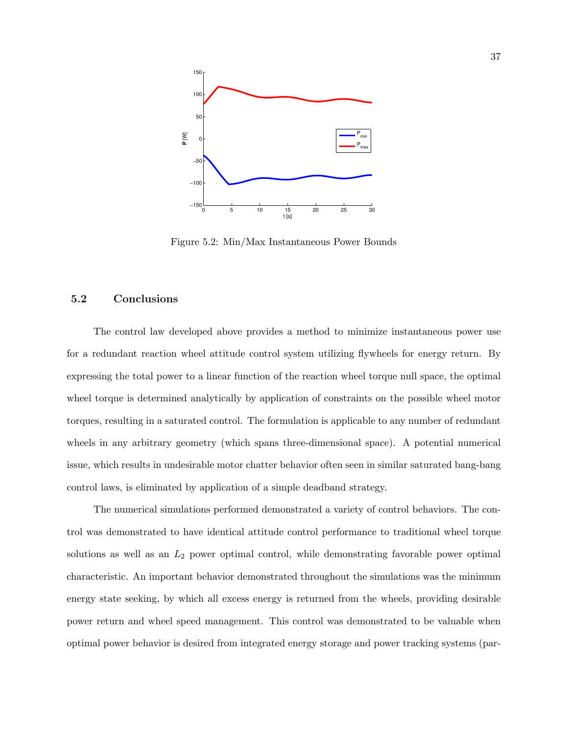Figure 5.2: Min/Max Instantaneous Power Bounds

### 5.2 Conclusions

The control law developed above provides a method to minimize instantaneous power use for a redundant reaction wheel attitude control system utilizing flywheels for energy return. By expressing the total power to a linear function of the reaction wheel torque null space, the optimal wheel torque is determined analytically by application of constraints on the possible wheel motor torques, resulting in a saturated control. The formulation is applicable to any number of redundant wheels in any arbitrary geometry (which spans three-dimensional space). A potential numerical issue, which results in undesirable motor chatter behavior often seen in similar saturated bang-bang control laws, is eliminated by application of a simple deadband strategy.

The numerical simulations performed demonstrated a variety of control behaviors. The control was demonstrated to have identical attitude control performance to traditional wheel torque solutions as well as an $L_2$ power optimal control, while demonstrating favorable power optimal characteristic. An important behavior demonstrated throughout the simulations was the minimum energy state seeking, by which all excess energy is returned from the wheels, providing desirable power return and wheel speed management. This control was demonstrated to be valuable when optimal power behavior is desired from integrated energy storage and power tracking systems (par-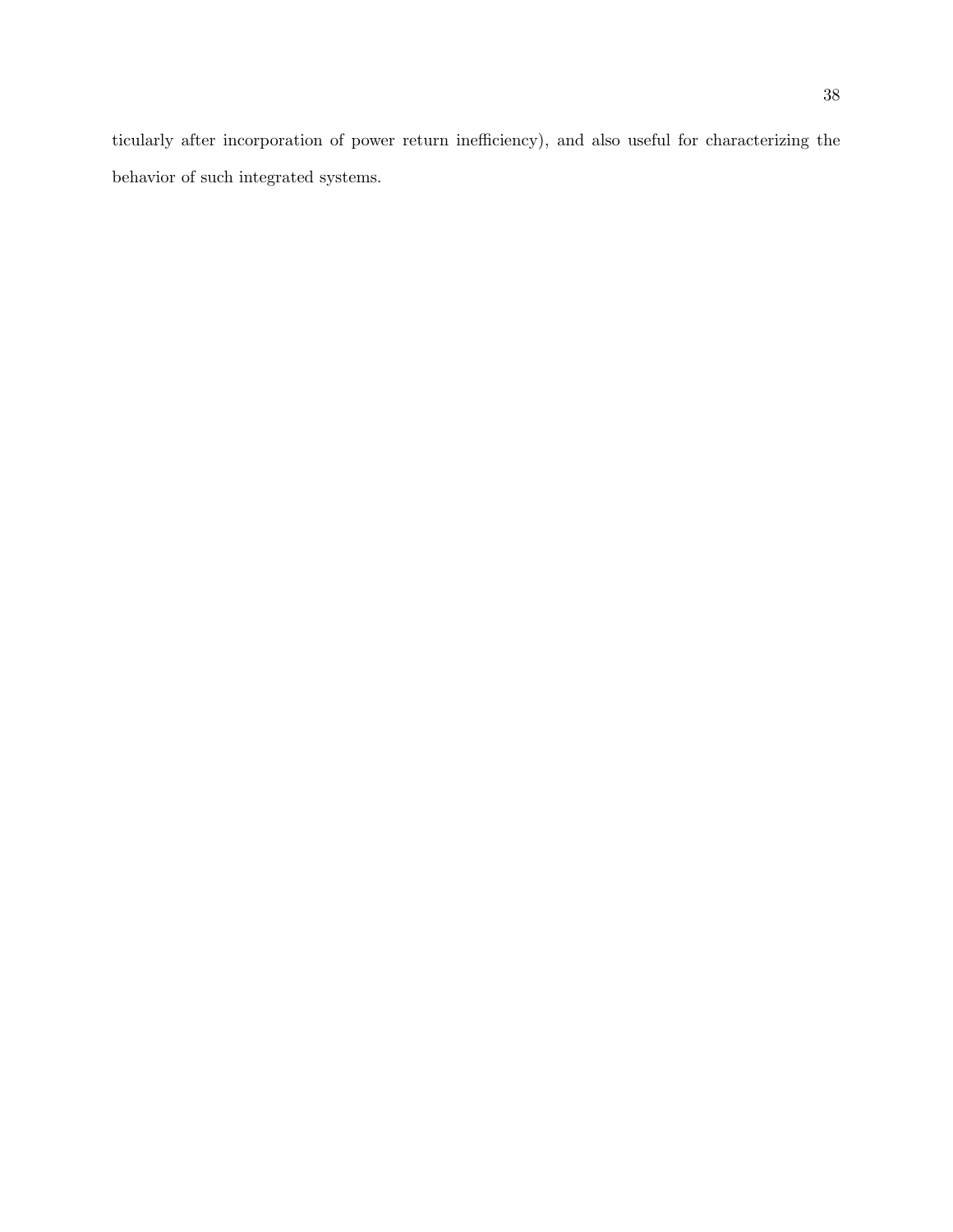ticularly after incorporation of power return inefficiency), and also useful for characterizing the behavior of such integrated systems.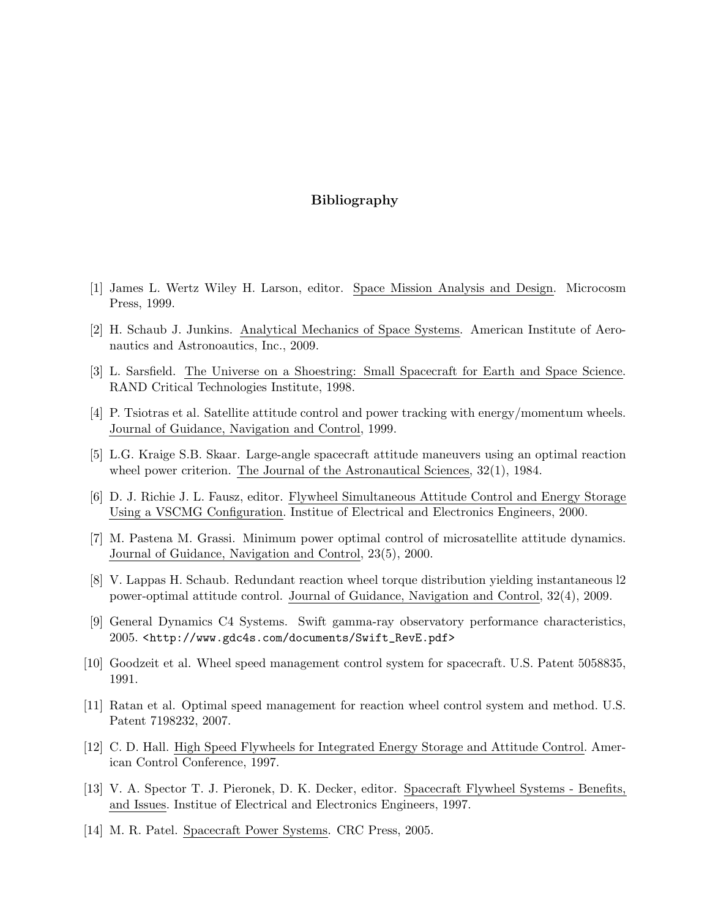# Bibliography

[1] James L. Wertz Wiley H. Larson, editor. Space Mission Analysis and Design. Microcosm Press, 1999.

[2] H. Schaub J. Junkins. Analytical Mechanics of Space Systems. American Institute of Aeronautics and Astronoautics, Inc., 2009.

[3] L. Sarsfield. The Universe on a Shoestring: Small Spacecraft for Earth and Space Science. RAND Critical Technologies Institute, 1998.

[4] P. Tsiotras et al. Satellite attitude control and power tracking with energy/momentum wheels. Journal of Guidance, Navigation and Control, 1999.

[5] L.G. Kraige S.B. Skaar. Large-angle spacecraft attitude maneuvers using an optimal reaction wheel power criterion. The Journal of the Astronautical Sciences, 32(1), 1984.

[6] D. J. Richie J. L. Fausz, editor. Flywheel Simultaneous Attitude Control and Energy Storage Using a VSCMG Configuration. Institue of Electrical and Electronics Engineers, 2000.

[7] M. Pastena M. Grassi. Minimum power optimal control of microsatellite attitude dynamics. Journal of Guidance, Navigation and Control, 23(5), 2000.

[8] V. Lappas H. Schaub. Redundant reaction wheel torque distribution yielding instantaneous l2 power-optimal attitude control. Journal of Guidance, Navigation and Control, 32(4), 2009.

[9] General Dynamics C4 Systems. Swift gamma-ray observatory performance characteristics, 2005. <http://www.gdc4s.com/documents/Swift_RevE.pdf>

[10] Goodzeit et al. Wheel speed management control system for spacecraft. U.S. Patent 5058835, 1991.

[11] Ratan et al. Optimal speed management for reaction wheel control system and method. U.S. Patent 7198232, 2007.

[12] C. D. Hall. High Speed Flywheels for Integrated Energy Storage and Attitude Control. American Control Conference, 1997.

[13] V. A. Spector T. J. Pieronek, D. K. Decker, editor. Spacecraft Flywheel Systems - Benefits, and Issues. Institue of Electrical and Electronics Engineers, 1997.

[14] M. R. Patel. Spacecraft Power Systems. CRC Press, 2005.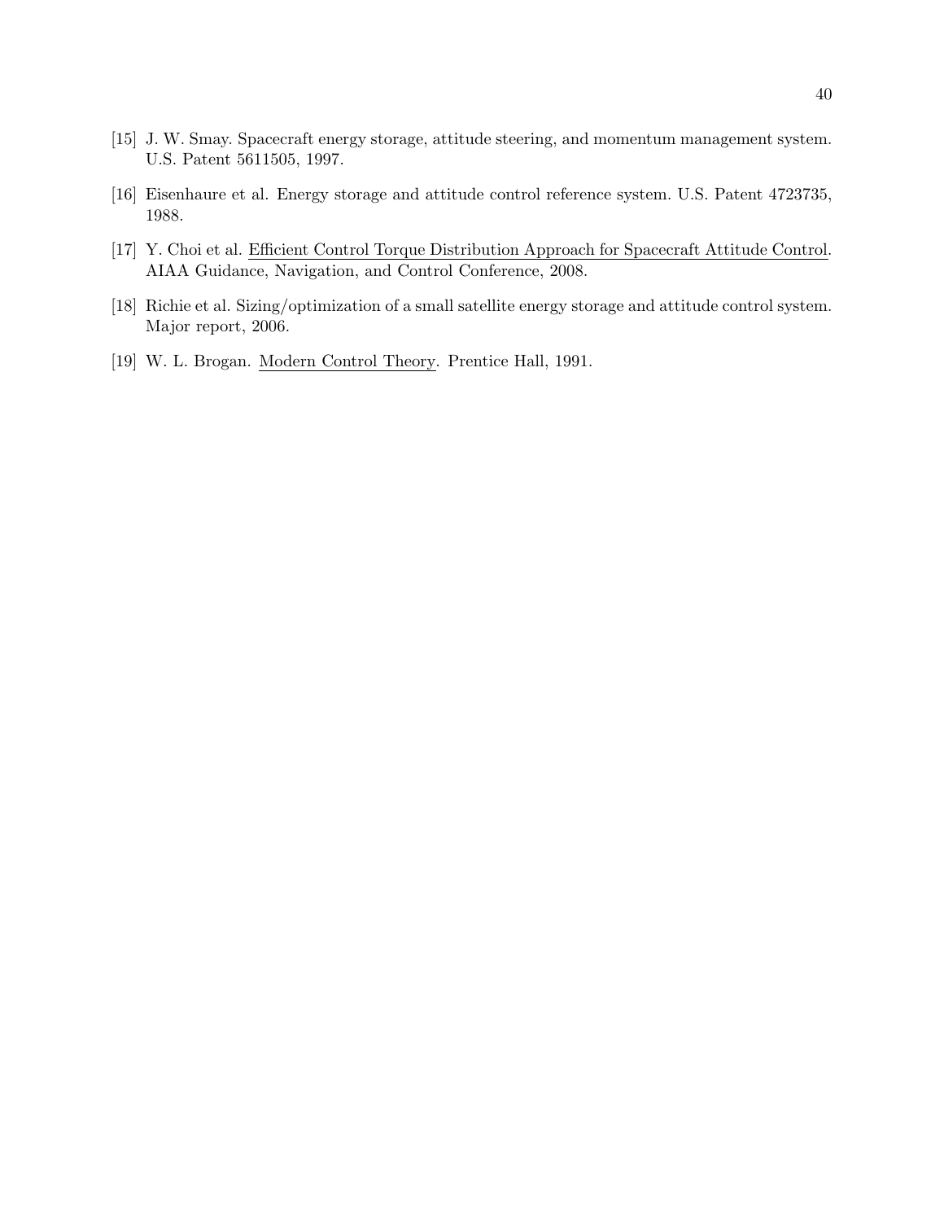[15] J. W. Smay. Spacecraft energy storage, attitude steering, and momentum management system. U.S. Patent 5611505, 1997.

[16] Eisenhaure et al. Energy storage and attitude control reference system. U.S. Patent 4723735, 1988.

[17] Y. Choi et al. Efficient Control Torque Distribution Approach for Spacecraft Attitude Control. AIAA Guidance, Navigation, and Control Conference, 2008.

[18] Richie et al. Sizing/optimization of a small satellite energy storage and attitude control system. Major report, 2006.

[19] W. L. Brogan. Modern Control Theory. Prentice Hall, 1991.